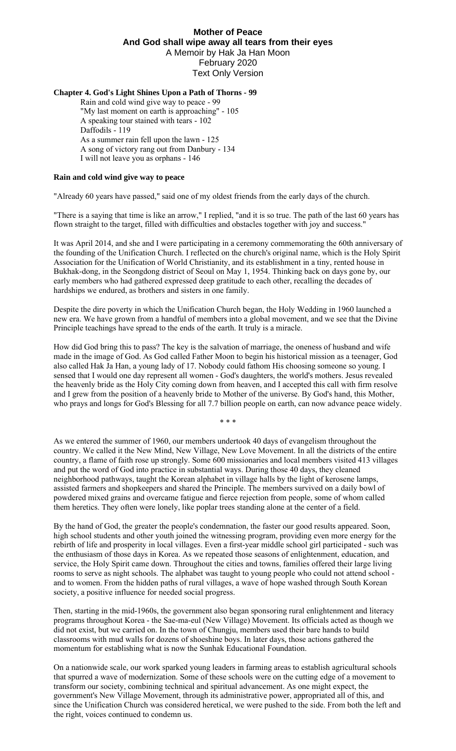# Mother of Peace
## And God shall wipe away all tears from their eyes
A Memoir by Hak Ja Han Moon
February 2020
Text Only Version

**Chapter 4. God's Light Shines Upon a Path of Thorns - 99**

Rain and cold wind give way to peace - 99
"My last moment on earth is approaching" - 105
A speaking tour stained with tears - 102
Daffodils - 119
As a summer rain fell upon the lawn - 125
A song of victory rang out from Danbury - 134
I will not leave you as orphans - 146

### Rain and cold wind give way to peace

"Already 60 years have passed," said one of my oldest friends from the early days of the church.

"There is a saying that time is like an arrow," I replied, "and it is so true. The path of the last 60 years has flown straight to the target, filled with difficulties and obstacles together with joy and success."

It was April 2014, and she and I were participating in a ceremony commemorating the 60th anniversary of the founding of the Unification Church. I reflected on the church's original name, which is the Holy Spirit Association for the Unification of World Christianity, and its establishment in a tiny, rented house in Bukhak-dong, in the Seongdong district of Seoul on May 1, 1954. Thinking back on days gone by, our early members who had gathered expressed deep gratitude to each other, recalling the decades of hardships we endured, as brothers and sisters in one family.

Despite the dire poverty in which the Unification Church began, the Holy Wedding in 1960 launched a new era. We have grown from a handful of members into a global movement, and we see that the Divine Principle teachings have spread to the ends of the earth. It truly is a miracle.

How did God bring this to pass? The key is the salvation of marriage, the oneness of husband and wife made in the image of God. As God called Father Moon to begin his historical mission as a teenager, God also called Hak Ja Han, a young lady of 17. Nobody could fathom His choosing someone so young. I sensed that I would one day represent all women - God's daughters, the world's mothers. Jesus revealed the heavenly bride as the Holy City coming down from heaven, and I accepted this call with firm resolve and I grew from the position of a heavenly bride to Mother of the universe. By God's hand, this Mother, who prays and longs for God's Blessing for all 7.7 billion people on earth, can now advance peace widely.

\* \* \*

As we entered the summer of 1960, our members undertook 40 days of evangelism throughout the country. We called it the New Mind, New Village, New Love Movement. In all the districts of the entire country, a flame of faith rose up strongly. Some 600 missionaries and local members visited 413 villages and put the word of God into practice in substantial ways. During those 40 days, they cleaned neighborhood pathways, taught the Korean alphabet in village halls by the light of kerosene lamps, assisted farmers and shopkeepers and shared the Principle. The members survived on a daily bowl of powdered mixed grains and overcame fatigue and fierce rejection from people, some of whom called them heretics. They often were lonely, like poplar trees standing alone at the center of a field.

By the hand of God, the greater the people's condemnation, the faster our good results appeared. Soon, high school students and other youth joined the witnessing program, providing even more energy for the rebirth of life and prosperity in local villages. Even a first-year middle school girl participated - such was the enthusiasm of those days in Korea. As we repeated those seasons of enlightenment, education, and service, the Holy Spirit came down. Throughout the cities and towns, families offered their large living rooms to serve as night schools. The alphabet was taught to young people who could not attend school - and to women. From the hidden paths of rural villages, a wave of hope washed through South Korean society, a positive influence for needed social progress.

Then, starting in the mid-1960s, the government also began sponsoring rural enlightenment and literacy programs throughout Korea - the Sae-ma-eul (New Village) Movement. Its officials acted as though we did not exist, but we carried on. In the town of Chungju, members used their bare hands to build classrooms with mud walls for dozens of shoeshine boys. In later days, those actions gathered the momentum for establishing what is now the Sunhak Educational Foundation.

On a nationwide scale, our work sparked young leaders in farming areas to establish agricultural schools that spurred a wave of modernization. Some of these schools were on the cutting edge of a movement to transform our society, combining technical and spiritual advancement. As one might expect, the government's New Village Movement, through its administrative power, appropriated all of this, and since the Unification Church was considered heretical, we were pushed to the side. From both the left and the right, voices continued to condemn us.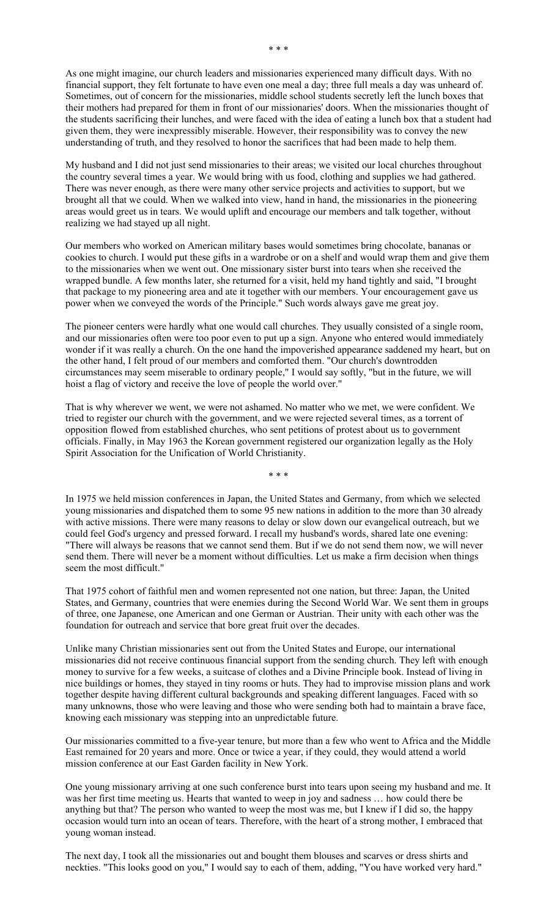\* \* \*

As one might imagine, our church leaders and missionaries experienced many difficult days. With no financial support, they felt fortunate to have even one meal a day; three full meals a day was unheard of. Sometimes, out of concern for the missionaries, middle school students secretly left the lunch boxes that their mothers had prepared for them in front of our missionaries' doors. When the missionaries thought of the students sacrificing their lunches, and were faced with the idea of eating a lunch box that a student had given them, they were inexpressibly miserable. However, their responsibility was to convey the new understanding of truth, and they resolved to honor the sacrifices that had been made to help them.

My husband and I did not just send missionaries to their areas; we visited our local churches throughout the country several times a year. We would bring with us food, clothing and supplies we had gathered. There was never enough, as there were many other service projects and activities to support, but we brought all that we could. When we walked into view, hand in hand, the missionaries in the pioneering areas would greet us in tears. We would uplift and encourage our members and talk together, without realizing we had stayed up all night.

Our members who worked on American military bases would sometimes bring chocolate, bananas or cookies to church. I would put these gifts in a wardrobe or on a shelf and would wrap them and give them to the missionaries when we went out. One missionary sister burst into tears when she received the wrapped bundle. A few months later, she returned for a visit, held my hand tightly and said, "I brought that package to my pioneering area and ate it together with our members. Your encouragement gave us power when we conveyed the words of the Principle." Such words always gave me great joy.

The pioneer centers were hardly what one would call churches. They usually consisted of a single room, and our missionaries often were too poor even to put up a sign. Anyone who entered would immediately wonder if it was really a church. On the one hand the impoverished appearance saddened my heart, but on the other hand, I felt proud of our members and comforted them. "Our church's downtrodden circumstances may seem miserable to ordinary people," I would say softly, "but in the future, we will hoist a flag of victory and receive the love of people the world over."

That is why wherever we went, we were not ashamed. No matter who we met, we were confident. We tried to register our church with the government, and we were rejected several times, as a torrent of opposition flowed from established churches, who sent petitions of protest about us to government officials. Finally, in May 1963 the Korean government registered our organization legally as the Holy Spirit Association for the Unification of World Christianity.

\* \* \*

In 1975 we held mission conferences in Japan, the United States and Germany, from which we selected young missionaries and dispatched them to some 95 new nations in addition to the more than 30 already with active missions. There were many reasons to delay or slow down our evangelical outreach, but we could feel God's urgency and pressed forward. I recall my husband's words, shared late one evening: "There will always be reasons that we cannot send them. But if we do not send them now, we will never send them. There will never be a moment without difficulties. Let us make a firm decision when things seem the most difficult."

That 1975 cohort of faithful men and women represented not one nation, but three: Japan, the United States, and Germany, countries that were enemies during the Second World War. We sent them in groups of three, one Japanese, one American and one German or Austrian. Their unity with each other was the foundation for outreach and service that bore great fruit over the decades.

Unlike many Christian missionaries sent out from the United States and Europe, our international missionaries did not receive continuous financial support from the sending church. They left with enough money to survive for a few weeks, a suitcase of clothes and a Divine Principle book. Instead of living in nice buildings or homes, they stayed in tiny rooms or huts. They had to improvise mission plans and work together despite having different cultural backgrounds and speaking different languages. Faced with so many unknowns, those who were leaving and those who were sending both had to maintain a brave face, knowing each missionary was stepping into an unpredictable future.

Our missionaries committed to a five-year tenure, but more than a few who went to Africa and the Middle East remained for 20 years and more. Once or twice a year, if they could, they would attend a world mission conference at our East Garden facility in New York.

One young missionary arriving at one such conference burst into tears upon seeing my husband and me. It was her first time meeting us. Hearts that wanted to weep in joy and sadness … how could there be anything but that? The person who wanted to weep the most was me, but I knew if I did so, the happy occasion would turn into an ocean of tears. Therefore, with the heart of a strong mother, I embraced that young woman instead.

The next day, I took all the missionaries out and bought them blouses and scarves or dress shirts and neckties. "This looks good on you," I would say to each of them, adding, "You have worked very hard."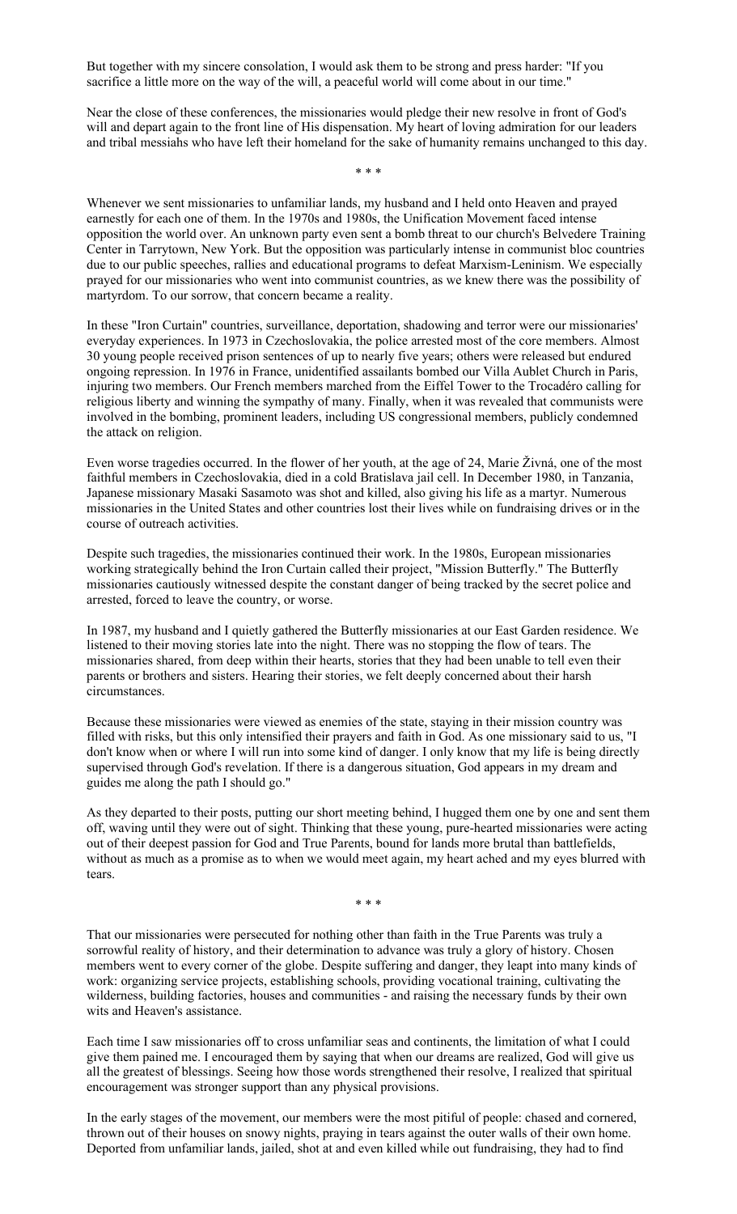But together with my sincere consolation, I would ask them to be strong and press harder: "If you sacrifice a little more on the way of the will, a peaceful world will come about in our time."

Near the close of these conferences, the missionaries would pledge their new resolve in front of God's will and depart again to the front line of His dispensation. My heart of loving admiration for our leaders and tribal messiahs who have left their homeland for the sake of humanity remains unchanged to this day.

* * *

Whenever we sent missionaries to unfamiliar lands, my husband and I held onto Heaven and prayed earnestly for each one of them. In the 1970s and 1980s, the Unification Movement faced intense opposition the world over. An unknown party even sent a bomb threat to our church's Belvedere Training Center in Tarrytown, New York. But the opposition was particularly intense in communist bloc countries due to our public speeches, rallies and educational programs to defeat Marxism-Leninism. We especially prayed for our missionaries who went into communist countries, as we knew there was the possibility of martyrdom. To our sorrow, that concern became a reality.

In these "Iron Curtain" countries, surveillance, deportation, shadowing and terror were our missionaries' everyday experiences. In 1973 in Czechoslovakia, the police arrested most of the core members. Almost 30 young people received prison sentences of up to nearly five years; others were released but endured ongoing repression. In 1976 in France, unidentified assailants bombed our Villa Aublet Church in Paris, injuring two members. Our French members marched from the Eiffel Tower to the Trocadéro calling for religious liberty and winning the sympathy of many. Finally, when it was revealed that communists were involved in the bombing, prominent leaders, including US congressional members, publicly condemned the attack on religion.

Even worse tragedies occurred. In the flower of her youth, at the age of 24, Marie Živná, one of the most faithful members in Czechoslovakia, died in a cold Bratislava jail cell. In December 1980, in Tanzania, Japanese missionary Masaki Sasamoto was shot and killed, also giving his life as a martyr. Numerous missionaries in the United States and other countries lost their lives while on fundraising drives or in the course of outreach activities.

Despite such tragedies, the missionaries continued their work. In the 1980s, European missionaries working strategically behind the Iron Curtain called their project, "Mission Butterfly." The Butterfly missionaries cautiously witnessed despite the constant danger of being tracked by the secret police and arrested, forced to leave the country, or worse.

In 1987, my husband and I quietly gathered the Butterfly missionaries at our East Garden residence. We listened to their moving stories late into the night. There was no stopping the flow of tears. The missionaries shared, from deep within their hearts, stories that they had been unable to tell even their parents or brothers and sisters. Hearing their stories, we felt deeply concerned about their harsh circumstances.

Because these missionaries were viewed as enemies of the state, staying in their mission country was filled with risks, but this only intensified their prayers and faith in God. As one missionary said to us, "I don't know when or where I will run into some kind of danger. I only know that my life is being directly supervised through God's revelation. If there is a dangerous situation, God appears in my dream and guides me along the path I should go."

As they departed to their posts, putting our short meeting behind, I hugged them one by one and sent them off, waving until they were out of sight. Thinking that these young, pure-hearted missionaries were acting out of their deepest passion for God and True Parents, bound for lands more brutal than battlefields, without as much as a promise as to when we would meet again, my heart ached and my eyes blurred with tears.

* * *

That our missionaries were persecuted for nothing other than faith in the True Parents was truly a sorrowful reality of history, and their determination to advance was truly a glory of history. Chosen members went to every corner of the globe. Despite suffering and danger, they leapt into many kinds of work: organizing service projects, establishing schools, providing vocational training, cultivating the wilderness, building factories, houses and communities - and raising the necessary funds by their own wits and Heaven's assistance.

Each time I saw missionaries off to cross unfamiliar seas and continents, the limitation of what I could give them pained me. I encouraged them by saying that when our dreams are realized, God will give us all the greatest of blessings. Seeing how those words strengthened their resolve, I realized that spiritual encouragement was stronger support than any physical provisions.

In the early stages of the movement, our members were the most pitiful of people: chased and cornered, thrown out of their houses on snowy nights, praying in tears against the outer walls of their own home. Deported from unfamiliar lands, jailed, shot at and even killed while out fundraising, they had to find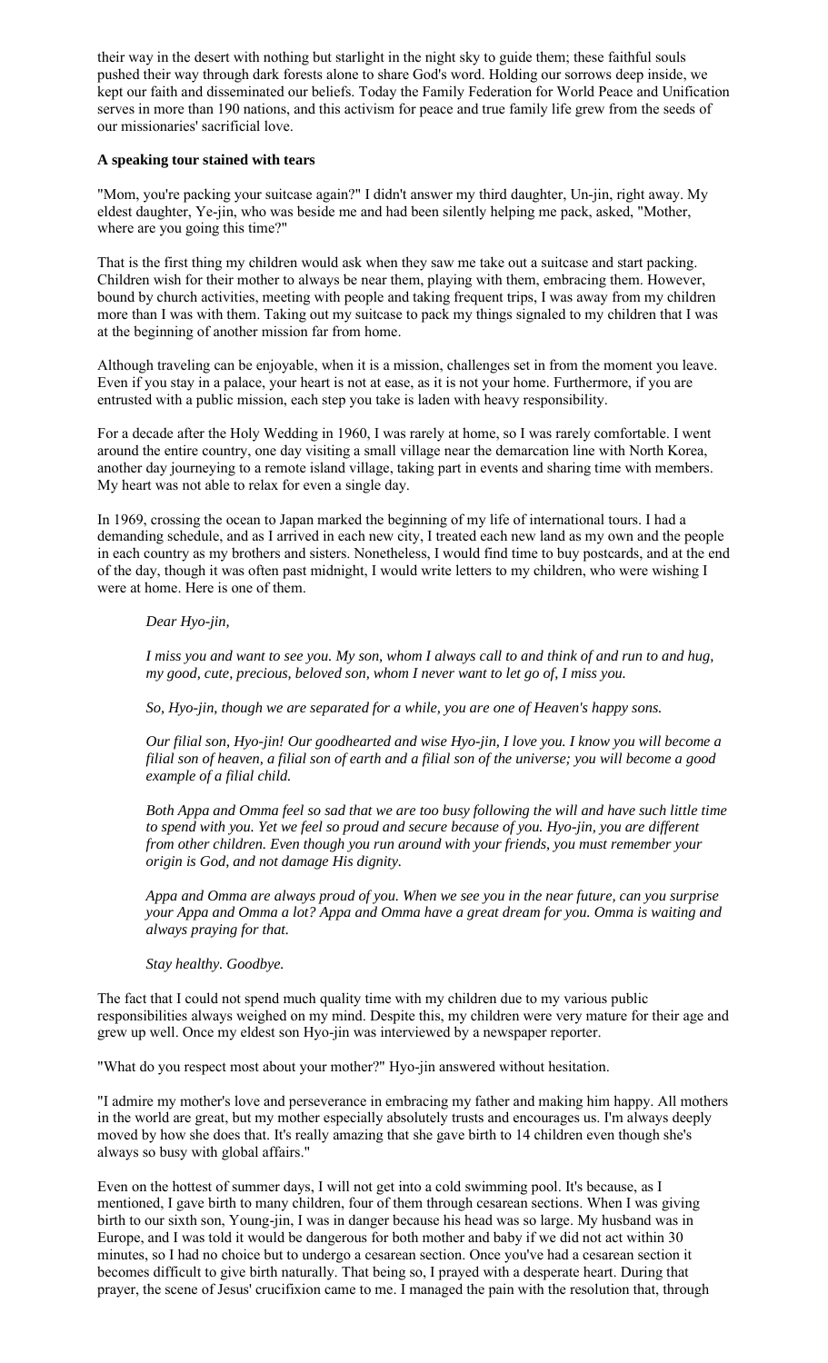their way in the desert with nothing but starlight in the night sky to guide them; these faithful souls pushed their way through dark forests alone to share God's word. Holding our sorrows deep inside, we kept our faith and disseminated our beliefs. Today the Family Federation for World Peace and Unification serves in more than 190 nations, and this activism for peace and true family life grew from the seeds of our missionaries' sacrificial love.

**A speaking tour stained with tears**

"Mom, you're packing your suitcase again?" I didn't answer my third daughter, Un-jin, right away. My eldest daughter, Ye-jin, who was beside me and had been silently helping me pack, asked, "Mother, where are you going this time?"

That is the first thing my children would ask when they saw me take out a suitcase and start packing. Children wish for their mother to always be near them, playing with them, embracing them. However, bound by church activities, meeting with people and taking frequent trips, I was away from my children more than I was with them. Taking out my suitcase to pack my things signaled to my children that I was at the beginning of another mission far from home.

Although traveling can be enjoyable, when it is a mission, challenges set in from the moment you leave. Even if you stay in a palace, your heart is not at ease, as it is not your home. Furthermore, if you are entrusted with a public mission, each step you take is laden with heavy responsibility.

For a decade after the Holy Wedding in 1960, I was rarely at home, so I was rarely comfortable. I went around the entire country, one day visiting a small village near the demarcation line with North Korea, another day journeying to a remote island village, taking part in events and sharing time with members. My heart was not able to relax for even a single day.

In 1969, crossing the ocean to Japan marked the beginning of my life of international tours. I had a demanding schedule, and as I arrived in each new city, I treated each new land as my own and the people in each country as my brothers and sisters. Nonetheless, I would find time to buy postcards, and at the end of the day, though it was often past midnight, I would write letters to my children, who were wishing I were at home. Here is one of them.

> *Dear Hyo-jin,*
>
> *I miss you and want to see you. My son, whom I always call to and think of and run to and hug, my good, cute, precious, beloved son, whom I never want to let go of, I miss you.*
>
> *So, Hyo-jin, though we are separated for a while, you are one of Heaven's happy sons.*
>
> *Our filial son, Hyo-jin! Our goodhearted and wise Hyo-jin, I love you. I know you will become a filial son of heaven, a filial son of earth and a filial son of the universe; you will become a good example of a filial child.*
>
> *Both Appa and Omma feel so sad that we are too busy following the will and have such little time to spend with you. Yet we feel so proud and secure because of you. Hyo-jin, you are different from other children. Even though you run around with your friends, you must remember your origin is God, and not damage His dignity.*
>
> *Appa and Omma are always proud of you. When we see you in the near future, can you surprise your Appa and Omma a lot? Appa and Omma have a great dream for you. Omma is waiting and always praying for that.*
>
> *Stay healthy. Goodbye.*

The fact that I could not spend much quality time with my children due to my various public responsibilities always weighed on my mind. Despite this, my children were very mature for their age and grew up well. Once my eldest son Hyo-jin was interviewed by a newspaper reporter.

"What do you respect most about your mother?" Hyo-jin answered without hesitation.

"I admire my mother's love and perseverance in embracing my father and making him happy. All mothers in the world are great, but my mother especially absolutely trusts and encourages us. I'm always deeply moved by how she does that. It's really amazing that she gave birth to 14 children even though she's always so busy with global affairs."

Even on the hottest of summer days, I will not get into a cold swimming pool. It's because, as I mentioned, I gave birth to many children, four of them through cesarean sections. When I was giving birth to our sixth son, Young-jin, I was in danger because his head was so large. My husband was in Europe, and I was told it would be dangerous for both mother and baby if we did not act within 30 minutes, so I had no choice but to undergo a cesarean section. Once you've had a cesarean section it becomes difficult to give birth naturally. That being so, I prayed with a desperate heart. During that prayer, the scene of Jesus' crucifixion came to me. I managed the pain with the resolution that, through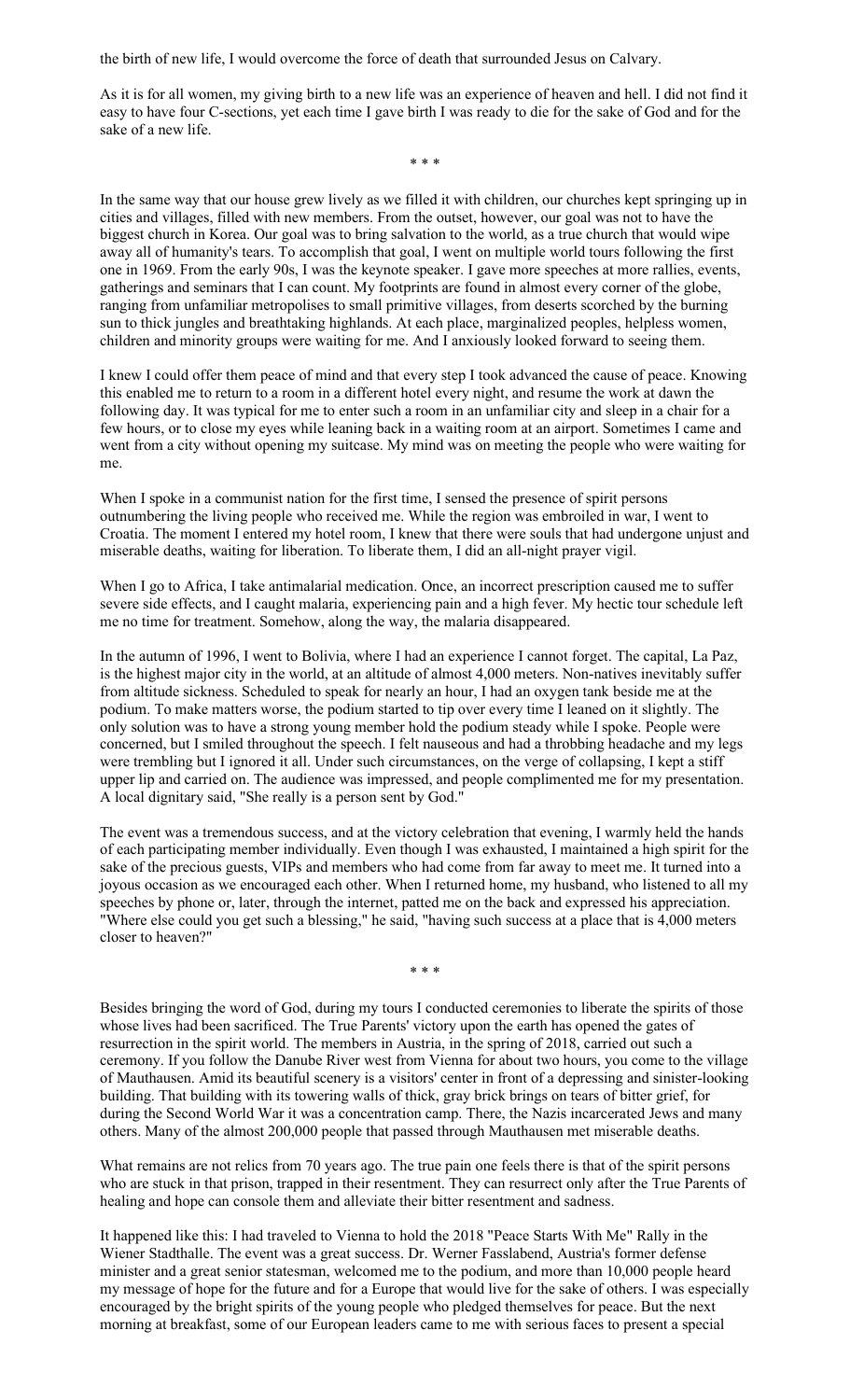the birth of new life, I would overcome the force of death that surrounded Jesus on Calvary.

As it is for all women, my giving birth to a new life was an experience of heaven and hell. I did not find it easy to have four C-sections, yet each time I gave birth I was ready to die for the sake of God and for the sake of a new life.

\* \* \*

In the same way that our house grew lively as we filled it with children, our churches kept springing up in cities and villages, filled with new members. From the outset, however, our goal was not to have the biggest church in Korea. Our goal was to bring salvation to the world, as a true church that would wipe away all of humanity's tears. To accomplish that goal, I went on multiple world tours following the first one in 1969. From the early 90s, I was the keynote speaker. I gave more speeches at more rallies, events, gatherings and seminars that I can count. My footprints are found in almost every corner of the globe, ranging from unfamiliar metropolises to small primitive villages, from deserts scorched by the burning sun to thick jungles and breathtaking highlands. At each place, marginalized peoples, helpless women, children and minority groups were waiting for me. And I anxiously looked forward to seeing them.

I knew I could offer them peace of mind and that every step I took advanced the cause of peace. Knowing this enabled me to return to a room in a different hotel every night, and resume the work at dawn the following day. It was typical for me to enter such a room in an unfamiliar city and sleep in a chair for a few hours, or to close my eyes while leaning back in a waiting room at an airport. Sometimes I came and went from a city without opening my suitcase. My mind was on meeting the people who were waiting for me.

When I spoke in a communist nation for the first time, I sensed the presence of spirit persons outnumbering the living people who received me. While the region was embroiled in war, I went to Croatia. The moment I entered my hotel room, I knew that there were souls that had undergone unjust and miserable deaths, waiting for liberation. To liberate them, I did an all-night prayer vigil.

When I go to Africa, I take antimalarial medication. Once, an incorrect prescription caused me to suffer severe side effects, and I caught malaria, experiencing pain and a high fever. My hectic tour schedule left me no time for treatment. Somehow, along the way, the malaria disappeared.

In the autumn of 1996, I went to Bolivia, where I had an experience I cannot forget. The capital, La Paz, is the highest major city in the world, at an altitude of almost 4,000 meters. Non-natives inevitably suffer from altitude sickness. Scheduled to speak for nearly an hour, I had an oxygen tank beside me at the podium. To make matters worse, the podium started to tip over every time I leaned on it slightly. The only solution was to have a strong young member hold the podium steady while I spoke. People were concerned, but I smiled throughout the speech. I felt nauseous and had a throbbing headache and my legs were trembling but I ignored it all. Under such circumstances, on the verge of collapsing, I kept a stiff upper lip and carried on. The audience was impressed, and people complimented me for my presentation. A local dignitary said, "She really is a person sent by God."

The event was a tremendous success, and at the victory celebration that evening, I warmly held the hands of each participating member individually. Even though I was exhausted, I maintained a high spirit for the sake of the precious guests, VIPs and members who had come from far away to meet me. It turned into a joyous occasion as we encouraged each other. When I returned home, my husband, who listened to all my speeches by phone or, later, through the internet, patted me on the back and expressed his appreciation. "Where else could you get such a blessing," he said, "having such success at a place that is 4,000 meters closer to heaven?"

\* \* \*

Besides bringing the word of God, during my tours I conducted ceremonies to liberate the spirits of those whose lives had been sacrificed. The True Parents' victory upon the earth has opened the gates of resurrection in the spirit world. The members in Austria, in the spring of 2018, carried out such a ceremony. If you follow the Danube River west from Vienna for about two hours, you come to the village of Mauthausen. Amid its beautiful scenery is a visitors' center in front of a depressing and sinister-looking building. That building with its towering walls of thick, gray brick brings on tears of bitter grief, for during the Second World War it was a concentration camp. There, the Nazis incarcerated Jews and many others. Many of the almost 200,000 people that passed through Mauthausen met miserable deaths.

What remains are not relics from 70 years ago. The true pain one feels there is that of the spirit persons who are stuck in that prison, trapped in their resentment. They can resurrect only after the True Parents of healing and hope can console them and alleviate their bitter resentment and sadness.

It happened like this: I had traveled to Vienna to hold the 2018 "Peace Starts With Me" Rally in the Wiener Stadthalle. The event was a great success. Dr. Werner Fasslabend, Austria's former defense minister and a great senior statesman, welcomed me to the podium, and more than 10,000 people heard my message of hope for the future and for a Europe that would live for the sake of others. I was especially encouraged by the bright spirits of the young people who pledged themselves for peace. But the next morning at breakfast, some of our European leaders came to me with serious faces to present a special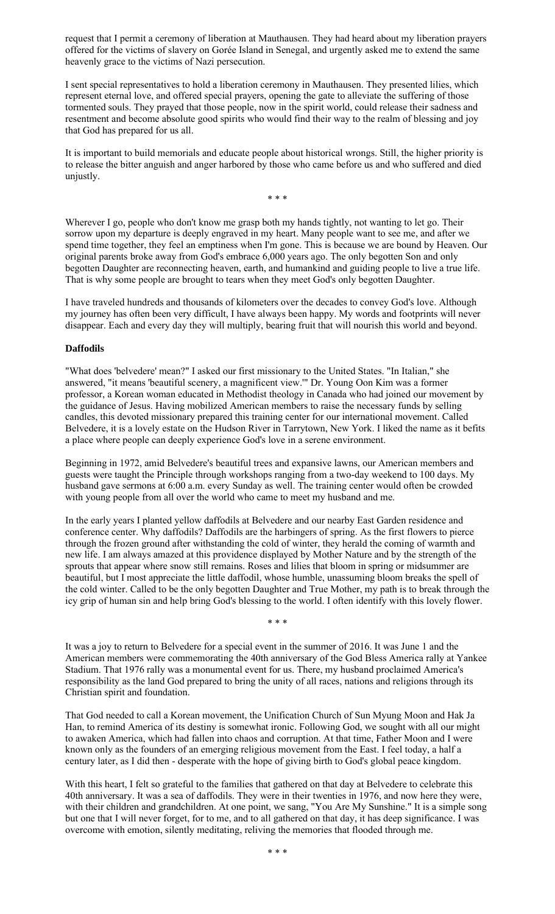request that I permit a ceremony of liberation at Mauthausen. They had heard about my liberation prayers offered for the victims of slavery on Gorée Island in Senegal, and urgently asked me to extend the same heavenly grace to the victims of Nazi persecution.

I sent special representatives to hold a liberation ceremony in Mauthausen. They presented lilies, which represent eternal love, and offered special prayers, opening the gate to alleviate the suffering of those tormented souls. They prayed that those people, now in the spirit world, could release their sadness and resentment and become absolute good spirits who would find their way to the realm of blessing and joy that God has prepared for us all.

It is important to build memorials and educate people about historical wrongs. Still, the higher priority is to release the bitter anguish and anger harbored by those who came before us and who suffered and died unjustly.

\* \* \*

Wherever I go, people who don't know me grasp both my hands tightly, not wanting to let go. Their sorrow upon my departure is deeply engraved in my heart. Many people want to see me, and after we spend time together, they feel an emptiness when I'm gone. This is because we are bound by Heaven. Our original parents broke away from God's embrace 6,000 years ago. The only begotten Son and only begotten Daughter are reconnecting heaven, earth, and humankind and guiding people to live a true life. That is why some people are brought to tears when they meet God's only begotten Daughter.

I have traveled hundreds and thousands of kilometers over the decades to convey God's love. Although my journey has often been very difficult, I have always been happy. My words and footprints will never disappear. Each and every day they will multiply, bearing fruit that will nourish this world and beyond.

**Daffodils**

"What does 'belvedere' mean?" I asked our first missionary to the United States. "In Italian," she answered, "it means 'beautiful scenery, a magnificent view.'" Dr. Young Oon Kim was a former professor, a Korean woman educated in Methodist theology in Canada who had joined our movement by the guidance of Jesus. Having mobilized American members to raise the necessary funds by selling candles, this devoted missionary prepared this training center for our international movement. Called Belvedere, it is a lovely estate on the Hudson River in Tarrytown, New York. I liked the name as it befits a place where people can deeply experience God's love in a serene environment.

Beginning in 1972, amid Belvedere's beautiful trees and expansive lawns, our American members and guests were taught the Principle through workshops ranging from a two-day weekend to 100 days. My husband gave sermons at 6:00 a.m. every Sunday as well. The training center would often be crowded with young people from all over the world who came to meet my husband and me.

In the early years I planted yellow daffodils at Belvedere and our nearby East Garden residence and conference center. Why daffodils? Daffodils are the harbingers of spring. As the first flowers to pierce through the frozen ground after withstanding the cold of winter, they herald the coming of warmth and new life. I am always amazed at this providence displayed by Mother Nature and by the strength of the sprouts that appear where snow still remains. Roses and lilies that bloom in spring or midsummer are beautiful, but I most appreciate the little daffodil, whose humble, unassuming bloom breaks the spell of the cold winter. Called to be the only begotten Daughter and True Mother, my path is to break through the icy grip of human sin and help bring God's blessing to the world. I often identify with this lovely flower.

\* \* \*

It was a joy to return to Belvedere for a special event in the summer of 2016. It was June 1 and the American members were commemorating the 40th anniversary of the God Bless America rally at Yankee Stadium. That 1976 rally was a monumental event for us. There, my husband proclaimed America's responsibility as the land God prepared to bring the unity of all races, nations and religions through its Christian spirit and foundation.

That God needed to call a Korean movement, the Unification Church of Sun Myung Moon and Hak Ja Han, to remind America of its destiny is somewhat ironic. Following God, we sought with all our might to awaken America, which had fallen into chaos and corruption. At that time, Father Moon and I were known only as the founders of an emerging religious movement from the East. I feel today, a half a century later, as I did then - desperate with the hope of giving birth to God's global peace kingdom.

With this heart, I felt so grateful to the families that gathered on that day at Belvedere to celebrate this 40th anniversary. It was a sea of daffodils. They were in their twenties in 1976, and now here they were, with their children and grandchildren. At one point, we sang, "You Are My Sunshine." It is a simple song but one that I will never forget, for to me, and to all gathered on that day, it has deep significance. I was overcome with emotion, silently meditating, reliving the memories that flooded through me.

\* \* \*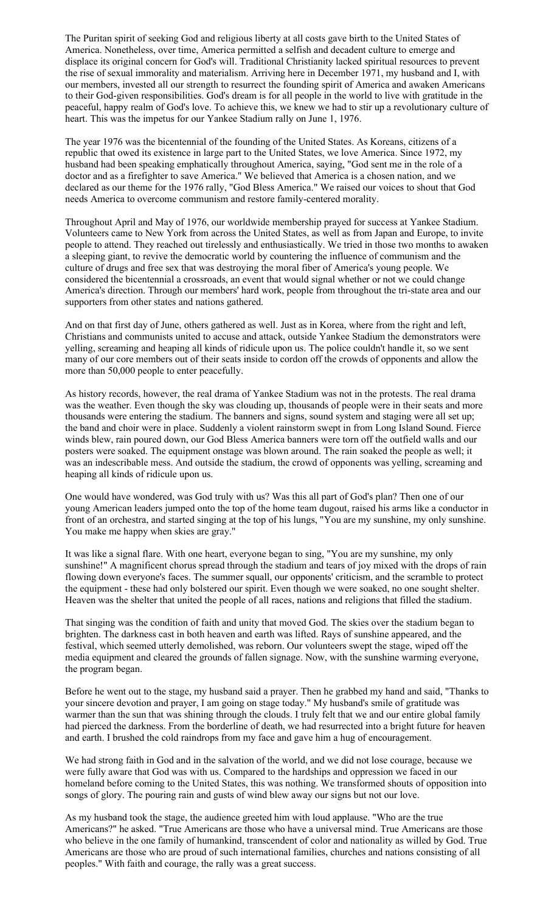The Puritan spirit of seeking God and religious liberty at all costs gave birth to the United States of America. Nonetheless, over time, America permitted a selfish and decadent culture to emerge and displace its original concern for God's will. Traditional Christianity lacked spiritual resources to prevent the rise of sexual immorality and materialism. Arriving here in December 1971, my husband and I, with our members, invested all our strength to resurrect the founding spirit of America and awaken Americans to their God-given responsibilities. God's dream is for all people in the world to live with gratitude in the peaceful, happy realm of God's love. To achieve this, we knew we had to stir up a revolutionary culture of heart. This was the impetus for our Yankee Stadium rally on June 1, 1976.

The year 1976 was the bicentennial of the founding of the United States. As Koreans, citizens of a republic that owed its existence in large part to the United States, we love America. Since 1972, my husband had been speaking emphatically throughout America, saying, "God sent me in the role of a doctor and as a firefighter to save America." We believed that America is a chosen nation, and we declared as our theme for the 1976 rally, "God Bless America." We raised our voices to shout that God needs America to overcome communism and restore family-centered morality.

Throughout April and May of 1976, our worldwide membership prayed for success at Yankee Stadium. Volunteers came to New York from across the United States, as well as from Japan and Europe, to invite people to attend. They reached out tirelessly and enthusiastically. We tried in those two months to awaken a sleeping giant, to revive the democratic world by countering the influence of communism and the culture of drugs and free sex that was destroying the moral fiber of America's young people. We considered the bicentennial a crossroads, an event that would signal whether or not we could change America's direction. Through our members' hard work, people from throughout the tri-state area and our supporters from other states and nations gathered.

And on that first day of June, others gathered as well. Just as in Korea, where from the right and left, Christians and communists united to accuse and attack, outside Yankee Stadium the demonstrators were yelling, screaming and heaping all kinds of ridicule upon us. The police couldn't handle it, so we sent many of our core members out of their seats inside to cordon off the crowds of opponents and allow the more than 50,000 people to enter peacefully.

As history records, however, the real drama of Yankee Stadium was not in the protests. The real drama was the weather. Even though the sky was clouding up, thousands of people were in their seats and more thousands were entering the stadium. The banners and signs, sound system and staging were all set up; the band and choir were in place. Suddenly a violent rainstorm swept in from Long Island Sound. Fierce winds blew, rain poured down, our God Bless America banners were torn off the outfield walls and our posters were soaked. The equipment onstage was blown around. The rain soaked the people as well; it was an indescribable mess. And outside the stadium, the crowd of opponents was yelling, screaming and heaping all kinds of ridicule upon us.

One would have wondered, was God truly with us? Was this all part of God's plan? Then one of our young American leaders jumped onto the top of the home team dugout, raised his arms like a conductor in front of an orchestra, and started singing at the top of his lungs, "You are my sunshine, my only sunshine. You make me happy when skies are gray."

It was like a signal flare. With one heart, everyone began to sing, "You are my sunshine, my only sunshine!" A magnificent chorus spread through the stadium and tears of joy mixed with the drops of rain flowing down everyone's faces. The summer squall, our opponents' criticism, and the scramble to protect the equipment - these had only bolstered our spirit. Even though we were soaked, no one sought shelter. Heaven was the shelter that united the people of all races, nations and religions that filled the stadium.

That singing was the condition of faith and unity that moved God. The skies over the stadium began to brighten. The darkness cast in both heaven and earth was lifted. Rays of sunshine appeared, and the festival, which seemed utterly demolished, was reborn. Our volunteers swept the stage, wiped off the media equipment and cleared the grounds of fallen signage. Now, with the sunshine warming everyone, the program began.

Before he went out to the stage, my husband said a prayer. Then he grabbed my hand and said, "Thanks to your sincere devotion and prayer, I am going on stage today." My husband's smile of gratitude was warmer than the sun that was shining through the clouds. I truly felt that we and our entire global family had pierced the darkness. From the borderline of death, we had resurrected into a bright future for heaven and earth. I brushed the cold raindrops from my face and gave him a hug of encouragement.

We had strong faith in God and in the salvation of the world, and we did not lose courage, because we were fully aware that God was with us. Compared to the hardships and oppression we faced in our homeland before coming to the United States, this was nothing. We transformed shouts of opposition into songs of glory. The pouring rain and gusts of wind blew away our signs but not our love.

As my husband took the stage, the audience greeted him with loud applause. "Who are the true Americans?" he asked. "True Americans are those who have a universal mind. True Americans are those who believe in the one family of humankind, transcendent of color and nationality as willed by God. True Americans are those who are proud of such international families, churches and nations consisting of all peoples." With faith and courage, the rally was a great success.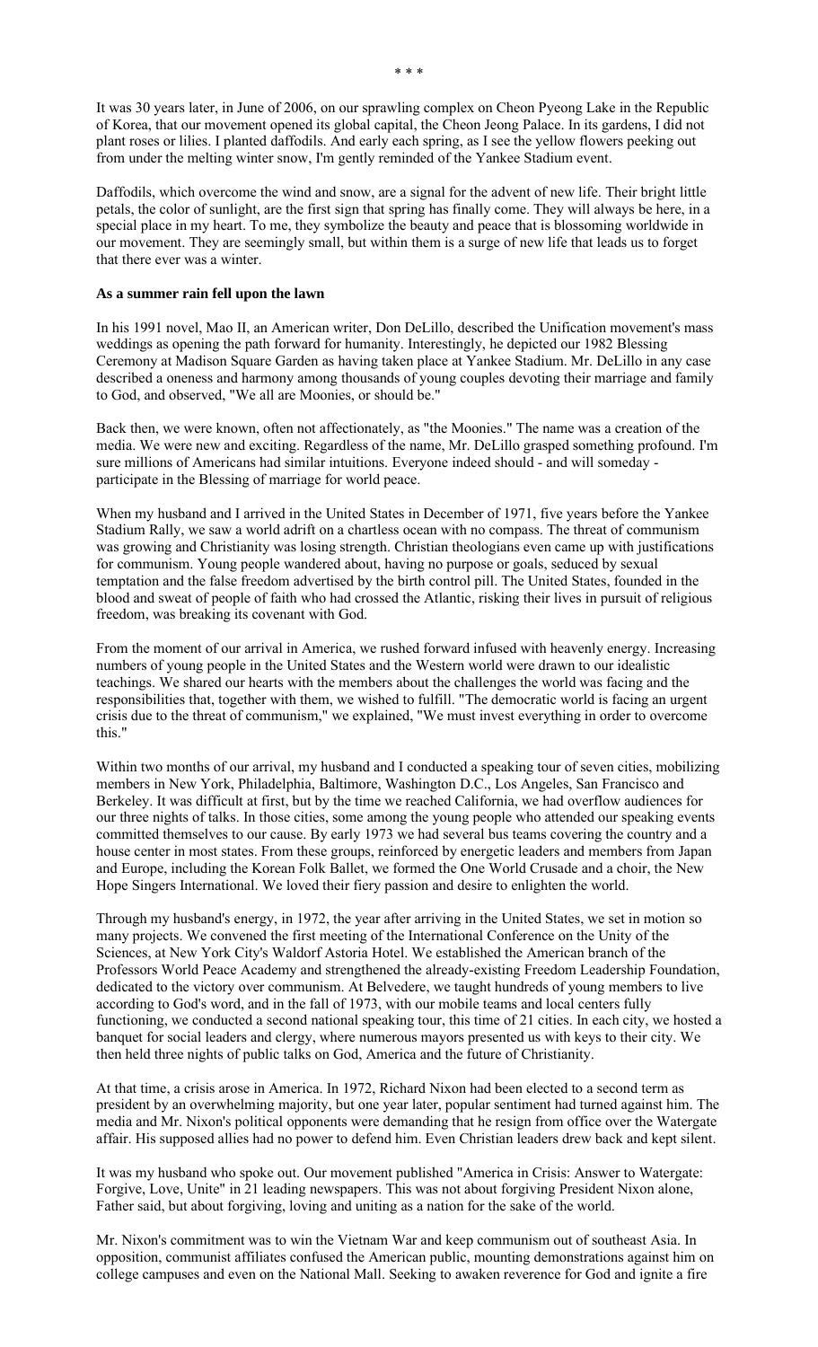\* \* \*

It was 30 years later, in June of 2006, on our sprawling complex on Cheon Pyeong Lake in the Republic of Korea, that our movement opened its global capital, the Cheon Jeong Palace. In its gardens, I did not plant roses or lilies. I planted daffodils. And early each spring, as I see the yellow flowers peeking out from under the melting winter snow, I'm gently reminded of the Yankee Stadium event.

Daffodils, which overcome the wind and snow, are a signal for the advent of new life. Their bright little petals, the color of sunlight, are the first sign that spring has finally come. They will always be here, in a special place in my heart. To me, they symbolize the beauty and peace that is blossoming worldwide in our movement. They are seemingly small, but within them is a surge of new life that leads us to forget that there ever was a winter.

**As a summer rain fell upon the lawn**

In his 1991 novel, Mao II, an American writer, Don DeLillo, described the Unification movement's mass weddings as opening the path forward for humanity. Interestingly, he depicted our 1982 Blessing Ceremony at Madison Square Garden as having taken place at Yankee Stadium. Mr. DeLillo in any case described a oneness and harmony among thousands of young couples devoting their marriage and family to God, and observed, "We all are Moonies, or should be."

Back then, we were known, often not affectionately, as "the Moonies." The name was a creation of the media. We were new and exciting. Regardless of the name, Mr. DeLillo grasped something profound. I'm sure millions of Americans had similar intuitions. Everyone indeed should - and will someday - participate in the Blessing of marriage for world peace.

When my husband and I arrived in the United States in December of 1971, five years before the Yankee Stadium Rally, we saw a world adrift on a chartless ocean with no compass. The threat of communism was growing and Christianity was losing strength. Christian theologians even came up with justifications for communism. Young people wandered about, having no purpose or goals, seduced by sexual temptation and the false freedom advertised by the birth control pill. The United States, founded in the blood and sweat of people of faith who had crossed the Atlantic, risking their lives in pursuit of religious freedom, was breaking its covenant with God.

From the moment of our arrival in America, we rushed forward infused with heavenly energy. Increasing numbers of young people in the United States and the Western world were drawn to our idealistic teachings. We shared our hearts with the members about the challenges the world was facing and the responsibilities that, together with them, we wished to fulfill. "The democratic world is facing an urgent crisis due to the threat of communism," we explained, "We must invest everything in order to overcome this."

Within two months of our arrival, my husband and I conducted a speaking tour of seven cities, mobilizing members in New York, Philadelphia, Baltimore, Washington D.C., Los Angeles, San Francisco and Berkeley. It was difficult at first, but by the time we reached California, we had overflow audiences for our three nights of talks. In those cities, some among the young people who attended our speaking events committed themselves to our cause. By early 1973 we had several bus teams covering the country and a house center in most states. From these groups, reinforced by energetic leaders and members from Japan and Europe, including the Korean Folk Ballet, we formed the One World Crusade and a choir, the New Hope Singers International. We loved their fiery passion and desire to enlighten the world.

Through my husband's energy, in 1972, the year after arriving in the United States, we set in motion so many projects. We convened the first meeting of the International Conference on the Unity of the Sciences, at New York City's Waldorf Astoria Hotel. We established the American branch of the Professors World Peace Academy and strengthened the already-existing Freedom Leadership Foundation, dedicated to the victory over communism. At Belvedere, we taught hundreds of young members to live according to God's word, and in the fall of 1973, with our mobile teams and local centers fully functioning, we conducted a second national speaking tour, this time of 21 cities. In each city, we hosted a banquet for social leaders and clergy, where numerous mayors presented us with keys to their city. We then held three nights of public talks on God, America and the future of Christianity.

At that time, a crisis arose in America. In 1972, Richard Nixon had been elected to a second term as president by an overwhelming majority, but one year later, popular sentiment had turned against him. The media and Mr. Nixon's political opponents were demanding that he resign from office over the Watergate affair. His supposed allies had no power to defend him. Even Christian leaders drew back and kept silent.

It was my husband who spoke out. Our movement published "America in Crisis: Answer to Watergate: Forgive, Love, Unite" in 21 leading newspapers. This was not about forgiving President Nixon alone, Father said, but about forgiving, loving and uniting as a nation for the sake of the world.

Mr. Nixon's commitment was to win the Vietnam War and keep communism out of southeast Asia. In opposition, communist affiliates confused the American public, mounting demonstrations against him on college campuses and even on the National Mall. Seeking to awaken reverence for God and ignite a fire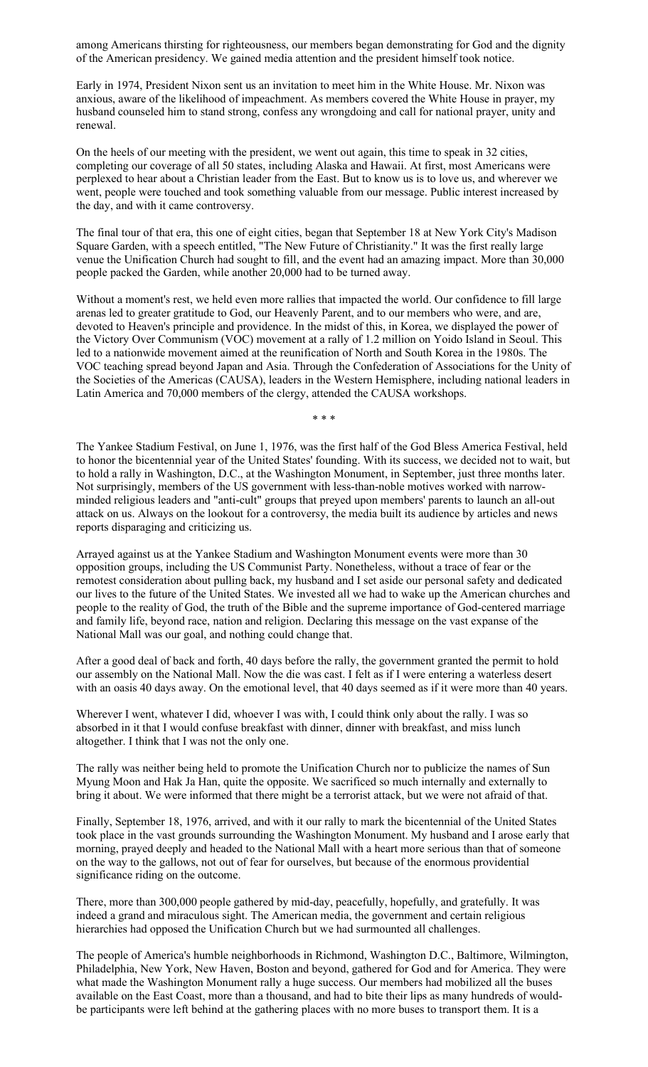among Americans thirsting for righteousness, our members began demonstrating for God and the dignity of the American presidency. We gained media attention and the president himself took notice.

Early in 1974, President Nixon sent us an invitation to meet him in the White House. Mr. Nixon was anxious, aware of the likelihood of impeachment. As members covered the White House in prayer, my husband counseled him to stand strong, confess any wrongdoing and call for national prayer, unity and renewal.

On the heels of our meeting with the president, we went out again, this time to speak in 32 cities, completing our coverage of all 50 states, including Alaska and Hawaii. At first, most Americans were perplexed to hear about a Christian leader from the East. But to know us is to love us, and wherever we went, people were touched and took something valuable from our message. Public interest increased by the day, and with it came controversy.

The final tour of that era, this one of eight cities, began that September 18 at New York City's Madison Square Garden, with a speech entitled, "The New Future of Christianity." It was the first really large venue the Unification Church had sought to fill, and the event had an amazing impact. More than 30,000 people packed the Garden, while another 20,000 had to be turned away.

Without a moment's rest, we held even more rallies that impacted the world. Our confidence to fill large arenas led to greater gratitude to God, our Heavenly Parent, and to our members who were, and are, devoted to Heaven's principle and providence. In the midst of this, in Korea, we displayed the power of the Victory Over Communism (VOC) movement at a rally of 1.2 million on Yoido Island in Seoul. This led to a nationwide movement aimed at the reunification of North and South Korea in the 1980s. The VOC teaching spread beyond Japan and Asia. Through the Confederation of Associations for the Unity of the Societies of the Americas (CAUSA), leaders in the Western Hemisphere, including national leaders in Latin America and 70,000 members of the clergy, attended the CAUSA workshops.

\* \* \*

The Yankee Stadium Festival, on June 1, 1976, was the first half of the God Bless America Festival, held to honor the bicentennial year of the United States' founding. With its success, we decided not to wait, but to hold a rally in Washington, D.C., at the Washington Monument, in September, just three months later. Not surprisingly, members of the US government with less-than-noble motives worked with narrow-minded religious leaders and "anti-cult" groups that preyed upon members' parents to launch an all-out attack on us. Always on the lookout for a controversy, the media built its audience by articles and news reports disparaging and criticizing us.

Arrayed against us at the Yankee Stadium and Washington Monument events were more than 30 opposition groups, including the US Communist Party. Nonetheless, without a trace of fear or the remotest consideration about pulling back, my husband and I set aside our personal safety and dedicated our lives to the future of the United States. We invested all we had to wake up the American churches and people to the reality of God, the truth of the Bible and the supreme importance of God-centered marriage and family life, beyond race, nation and religion. Declaring this message on the vast expanse of the National Mall was our goal, and nothing could change that.

After a good deal of back and forth, 40 days before the rally, the government granted the permit to hold our assembly on the National Mall. Now the die was cast. I felt as if I were entering a waterless desert with an oasis 40 days away. On the emotional level, that 40 days seemed as if it were more than 40 years.

Wherever I went, whatever I did, whoever I was with, I could think only about the rally. I was so absorbed in it that I would confuse breakfast with dinner, dinner with breakfast, and miss lunch altogether. I think that I was not the only one.

The rally was neither being held to promote the Unification Church nor to publicize the names of Sun Myung Moon and Hak Ja Han, quite the opposite. We sacrificed so much internally and externally to bring it about. We were informed that there might be a terrorist attack, but we were not afraid of that.

Finally, September 18, 1976, arrived, and with it our rally to mark the bicentennial of the United States took place in the vast grounds surrounding the Washington Monument. My husband and I arose early that morning, prayed deeply and headed to the National Mall with a heart more serious than that of someone on the way to the gallows, not out of fear for ourselves, but because of the enormous providential significance riding on the outcome.

There, more than 300,000 people gathered by mid-day, peacefully, hopefully, and gratefully. It was indeed a grand and miraculous sight. The American media, the government and certain religious hierarchies had opposed the Unification Church but we had surmounted all challenges.

The people of America's humble neighborhoods in Richmond, Washington D.C., Baltimore, Wilmington, Philadelphia, New York, New Haven, Boston and beyond, gathered for God and for America. They were what made the Washington Monument rally a huge success. Our members had mobilized all the buses available on the East Coast, more than a thousand, and had to bite their lips as many hundreds of would-be participants were left behind at the gathering places with no more buses to transport them. It is a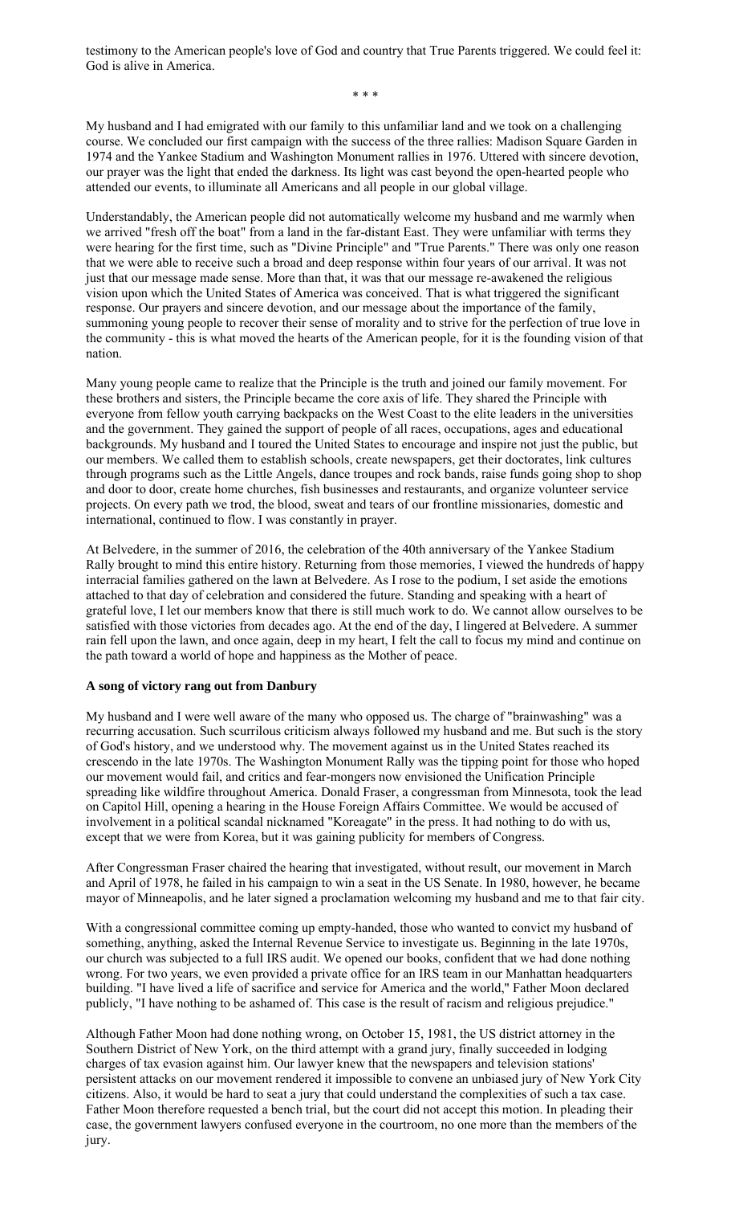testimony to the American people's love of God and country that True Parents triggered. We could feel it: God is alive in America.

\* \* \*

My husband and I had emigrated with our family to this unfamiliar land and we took on a challenging course. We concluded our first campaign with the success of the three rallies: Madison Square Garden in 1974 and the Yankee Stadium and Washington Monument rallies in 1976. Uttered with sincere devotion, our prayer was the light that ended the darkness. Its light was cast beyond the open-hearted people who attended our events, to illuminate all Americans and all people in our global village.

Understandably, the American people did not automatically welcome my husband and me warmly when we arrived "fresh off the boat" from a land in the far-distant East. They were unfamiliar with terms they were hearing for the first time, such as "Divine Principle" and "True Parents." There was only one reason that we were able to receive such a broad and deep response within four years of our arrival. It was not just that our message made sense. More than that, it was that our message re-awakened the religious vision upon which the United States of America was conceived. That is what triggered the significant response. Our prayers and sincere devotion, and our message about the importance of the family, summoning young people to recover their sense of morality and to strive for the perfection of true love in the community - this is what moved the hearts of the American people, for it is the founding vision of that nation.

Many young people came to realize that the Principle is the truth and joined our family movement. For these brothers and sisters, the Principle became the core axis of life. They shared the Principle with everyone from fellow youth carrying backpacks on the West Coast to the elite leaders in the universities and the government. They gained the support of people of all races, occupations, ages and educational backgrounds. My husband and I toured the United States to encourage and inspire not just the public, but our members. We called them to establish schools, create newspapers, get their doctorates, link cultures through programs such as the Little Angels, dance troupes and rock bands, raise funds going shop to shop and door to door, create home churches, fish businesses and restaurants, and organize volunteer service projects. On every path we trod, the blood, sweat and tears of our frontline missionaries, domestic and international, continued to flow. I was constantly in prayer.

At Belvedere, in the summer of 2016, the celebration of the 40th anniversary of the Yankee Stadium Rally brought to mind this entire history. Returning from those memories, I viewed the hundreds of happy interracial families gathered on the lawn at Belvedere. As I rose to the podium, I set aside the emotions attached to that day of celebration and considered the future. Standing and speaking with a heart of grateful love, I let our members know that there is still much work to do. We cannot allow ourselves to be satisfied with those victories from decades ago. At the end of the day, I lingered at Belvedere. A summer rain fell upon the lawn, and once again, deep in my heart, I felt the call to focus my mind and continue on the path toward a world of hope and happiness as the Mother of peace.

**A song of victory rang out from Danbury**

My husband and I were well aware of the many who opposed us. The charge of "brainwashing" was a recurring accusation. Such scurrilous criticism always followed my husband and me. But such is the story of God's history, and we understood why. The movement against us in the United States reached its crescendo in the late 1970s. The Washington Monument Rally was the tipping point for those who hoped our movement would fail, and critics and fear-mongers now envisioned the Unification Principle spreading like wildfire throughout America. Donald Fraser, a congressman from Minnesota, took the lead on Capitol Hill, opening a hearing in the House Foreign Affairs Committee. We would be accused of involvement in a political scandal nicknamed "Koreagate" in the press. It had nothing to do with us, except that we were from Korea, but it was gaining publicity for members of Congress.

After Congressman Fraser chaired the hearing that investigated, without result, our movement in March and April of 1978, he failed in his campaign to win a seat in the US Senate. In 1980, however, he became mayor of Minneapolis, and he later signed a proclamation welcoming my husband and me to that fair city.

With a congressional committee coming up empty-handed, those who wanted to convict my husband of something, anything, asked the Internal Revenue Service to investigate us. Beginning in the late 1970s, our church was subjected to a full IRS audit. We opened our books, confident that we had done nothing wrong. For two years, we even provided a private office for an IRS team in our Manhattan headquarters building. "I have lived a life of sacrifice and service for America and the world," Father Moon declared publicly, "I have nothing to be ashamed of. This case is the result of racism and religious prejudice."

Although Father Moon had done nothing wrong, on October 15, 1981, the US district attorney in the Southern District of New York, on the third attempt with a grand jury, finally succeeded in lodging charges of tax evasion against him. Our lawyer knew that the newspapers and television stations' persistent attacks on our movement rendered it impossible to convene an unbiased jury of New York City citizens. Also, it would be hard to seat a jury that could understand the complexities of such a tax case. Father Moon therefore requested a bench trial, but the court did not accept this motion. In pleading their case, the government lawyers confused everyone in the courtroom, no one more than the members of the jury.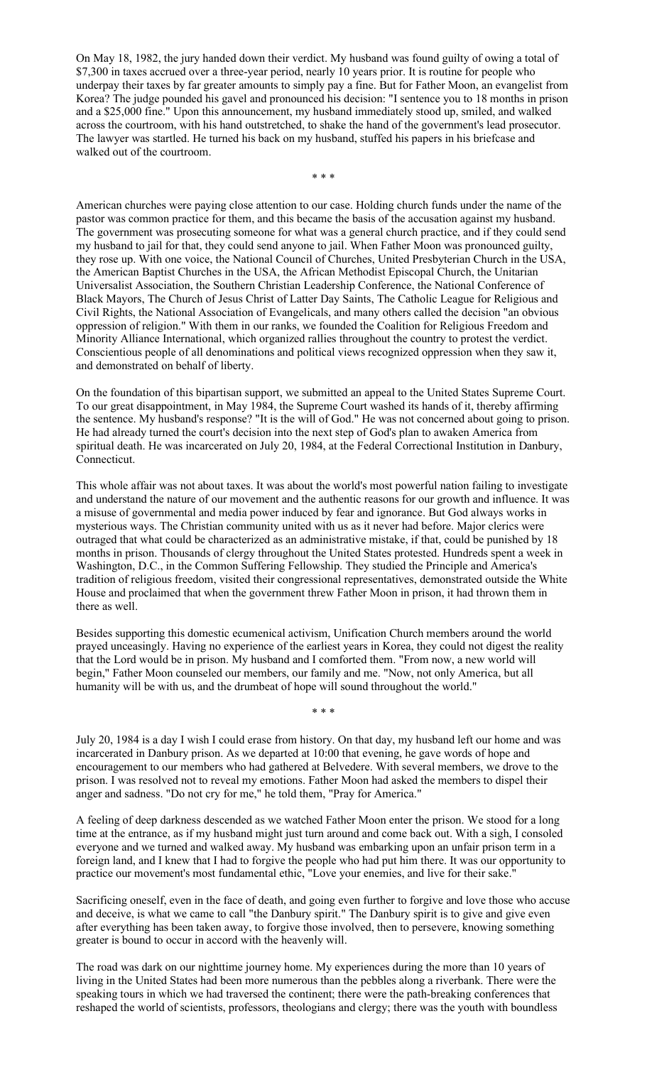On May 18, 1982, the jury handed down their verdict. My husband was found guilty of owing a total of $7,300 in taxes accrued over a three-year period, nearly 10 years prior. It is routine for people who underpay their taxes by far greater amounts to simply pay a fine. But for Father Moon, an evangelist from Korea? The judge pounded his gavel and pronounced his decision: "I sentence you to 18 months in prison and a $25,000 fine." Upon this announcement, my husband immediately stood up, smiled, and walked across the courtroom, with his hand outstretched, to shake the hand of the government's lead prosecutor. The lawyer was startled. He turned his back on my husband, stuffed his papers in his briefcase and walked out of the courtroom.

\* \* \*

American churches were paying close attention to our case. Holding church funds under the name of the pastor was common practice for them, and this became the basis of the accusation against my husband. The government was prosecuting someone for what was a general church practice, and if they could send my husband to jail for that, they could send anyone to jail. When Father Moon was pronounced guilty, they rose up. With one voice, the National Council of Churches, United Presbyterian Church in the USA, the American Baptist Churches in the USA, the African Methodist Episcopal Church, the Unitarian Universalist Association, the Southern Christian Leadership Conference, the National Conference of Black Mayors, The Church of Jesus Christ of Latter Day Saints, The Catholic League for Religious and Civil Rights, the National Association of Evangelicals, and many others called the decision "an obvious oppression of religion." With them in our ranks, we founded the Coalition for Religious Freedom and Minority Alliance International, which organized rallies throughout the country to protest the verdict. Conscientious people of all denominations and political views recognized oppression when they saw it, and demonstrated on behalf of liberty.

On the foundation of this bipartisan support, we submitted an appeal to the United States Supreme Court. To our great disappointment, in May 1984, the Supreme Court washed its hands of it, thereby affirming the sentence. My husband's response? "It is the will of God." He was not concerned about going to prison. He had already turned the court's decision into the next step of God's plan to awaken America from spiritual death. He was incarcerated on July 20, 1984, at the Federal Correctional Institution in Danbury, Connecticut.

This whole affair was not about taxes. It was about the world's most powerful nation failing to investigate and understand the nature of our movement and the authentic reasons for our growth and influence. It was a misuse of governmental and media power induced by fear and ignorance. But God always works in mysterious ways. The Christian community united with us as it never had before. Major clerics were outraged that what could be characterized as an administrative mistake, if that, could be punished by 18 months in prison. Thousands of clergy throughout the United States protested. Hundreds spent a week in Washington, D.C., in the Common Suffering Fellowship. They studied the Principle and America's tradition of religious freedom, visited their congressional representatives, demonstrated outside the White House and proclaimed that when the government threw Father Moon in prison, it had thrown them in there as well.

Besides supporting this domestic ecumenical activism, Unification Church members around the world prayed unceasingly. Having no experience of the earliest years in Korea, they could not digest the reality that the Lord would be in prison. My husband and I comforted them. "From now, a new world will begin," Father Moon counseled our members, our family and me. "Now, not only America, but all humanity will be with us, and the drumbeat of hope will sound throughout the world."

\* \* \*

July 20, 1984 is a day I wish I could erase from history. On that day, my husband left our home and was incarcerated in Danbury prison. As we departed at 10:00 that evening, he gave words of hope and encouragement to our members who had gathered at Belvedere. With several members, we drove to the prison. I was resolved not to reveal my emotions. Father Moon had asked the members to dispel their anger and sadness. "Do not cry for me," he told them, "Pray for America."

A feeling of deep darkness descended as we watched Father Moon enter the prison. We stood for a long time at the entrance, as if my husband might just turn around and come back out. With a sigh, I consoled everyone and we turned and walked away. My husband was embarking upon an unfair prison term in a foreign land, and I knew that I had to forgive the people who had put him there. It was our opportunity to practice our movement's most fundamental ethic, "Love your enemies, and live for their sake."

Sacrificing oneself, even in the face of death, and going even further to forgive and love those who accuse and deceive, is what we came to call "the Danbury spirit." The Danbury spirit is to give and give even after everything has been taken away, to forgive those involved, then to persevere, knowing something greater is bound to occur in accord with the heavenly will.

The road was dark on our nighttime journey home. My experiences during the more than 10 years of living in the United States had been more numerous than the pebbles along a riverbank. There were the speaking tours in which we had traversed the continent; there were the path-breaking conferences that reshaped the world of scientists, professors, theologians and clergy; there was the youth with boundless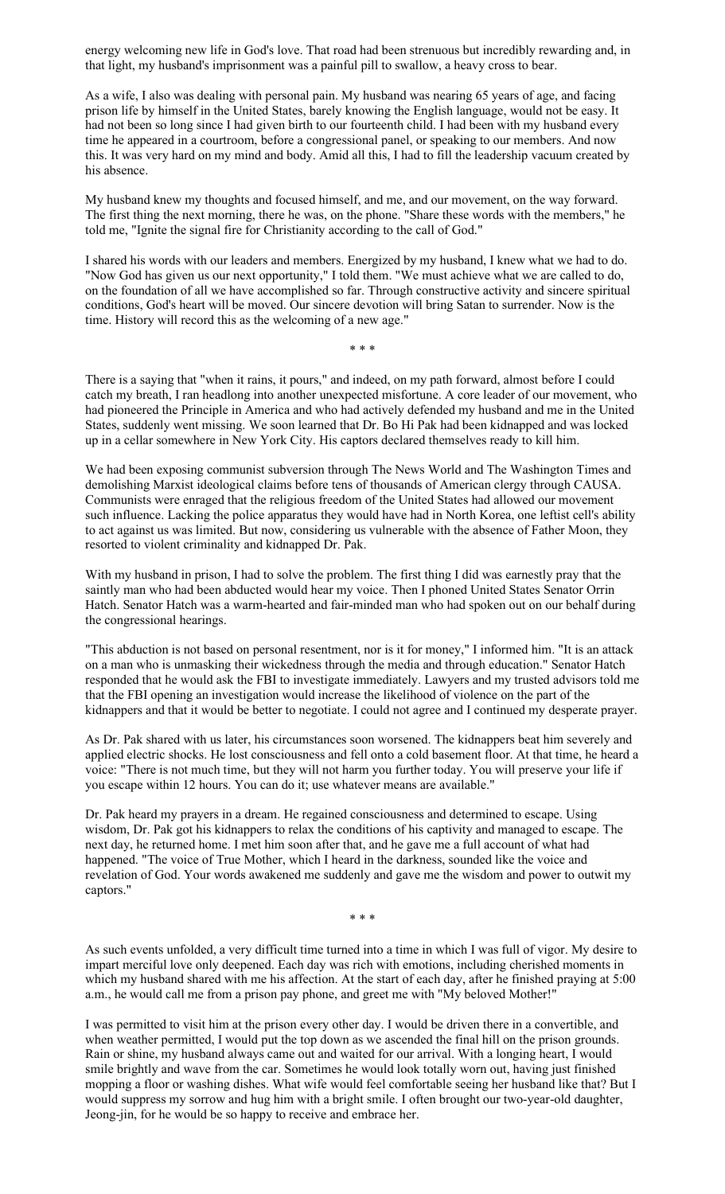energy welcoming new life in God's love. That road had been strenuous but incredibly rewarding and, in that light, my husband's imprisonment was a painful pill to swallow, a heavy cross to bear.

As a wife, I also was dealing with personal pain. My husband was nearing 65 years of age, and facing prison life by himself in the United States, barely knowing the English language, would not be easy. It had not been so long since I had given birth to our fourteenth child. I had been with my husband every time he appeared in a courtroom, before a congressional panel, or speaking to our members. And now this. It was very hard on my mind and body. Amid all this, I had to fill the leadership vacuum created by his absence.

My husband knew my thoughts and focused himself, and me, and our movement, on the way forward. The first thing the next morning, there he was, on the phone. "Share these words with the members," he told me, "Ignite the signal fire for Christianity according to the call of God."

I shared his words with our leaders and members. Energized by my husband, I knew what we had to do. "Now God has given us our next opportunity," I told them. "We must achieve what we are called to do, on the foundation of all we have accomplished so far. Through constructive activity and sincere spiritual conditions, God's heart will be moved. Our sincere devotion will bring Satan to surrender. Now is the time. History will record this as the welcoming of a new age."

\* \* \*

There is a saying that "when it rains, it pours," and indeed, on my path forward, almost before I could catch my breath, I ran headlong into another unexpected misfortune. A core leader of our movement, who had pioneered the Principle in America and who had actively defended my husband and me in the United States, suddenly went missing. We soon learned that Dr. Bo Hi Pak had been kidnapped and was locked up in a cellar somewhere in New York City. His captors declared themselves ready to kill him.

We had been exposing communist subversion through The News World and The Washington Times and demolishing Marxist ideological claims before tens of thousands of American clergy through CAUSA. Communists were enraged that the religious freedom of the United States had allowed our movement such influence. Lacking the police apparatus they would have had in North Korea, one leftist cell's ability to act against us was limited. But now, considering us vulnerable with the absence of Father Moon, they resorted to violent criminality and kidnapped Dr. Pak.

With my husband in prison, I had to solve the problem. The first thing I did was earnestly pray that the saintly man who had been abducted would hear my voice. Then I phoned United States Senator Orrin Hatch. Senator Hatch was a warm-hearted and fair-minded man who had spoken out on our behalf during the congressional hearings.

"This abduction is not based on personal resentment, nor is it for money," I informed him. "It is an attack on a man who is unmasking their wickedness through the media and through education." Senator Hatch responded that he would ask the FBI to investigate immediately. Lawyers and my trusted advisors told me that the FBI opening an investigation would increase the likelihood of violence on the part of the kidnappers and that it would be better to negotiate. I could not agree and I continued my desperate prayer.

As Dr. Pak shared with us later, his circumstances soon worsened. The kidnappers beat him severely and applied electric shocks. He lost consciousness and fell onto a cold basement floor. At that time, he heard a voice: "There is not much time, but they will not harm you further today. You will preserve your life if you escape within 12 hours. You can do it; use whatever means are available."

Dr. Pak heard my prayers in a dream. He regained consciousness and determined to escape. Using wisdom, Dr. Pak got his kidnappers to relax the conditions of his captivity and managed to escape. The next day, he returned home. I met him soon after that, and he gave me a full account of what had happened. "The voice of True Mother, which I heard in the darkness, sounded like the voice and revelation of God. Your words awakened me suddenly and gave me the wisdom and power to outwit my captors."

\* \* \*

As such events unfolded, a very difficult time turned into a time in which I was full of vigor. My desire to impart merciful love only deepened. Each day was rich with emotions, including cherished moments in which my husband shared with me his affection. At the start of each day, after he finished praying at 5:00 a.m., he would call me from a prison pay phone, and greet me with "My beloved Mother!"

I was permitted to visit him at the prison every other day. I would be driven there in a convertible, and when weather permitted, I would put the top down as we ascended the final hill on the prison grounds. Rain or shine, my husband always came out and waited for our arrival. With a longing heart, I would smile brightly and wave from the car. Sometimes he would look totally worn out, having just finished mopping a floor or washing dishes. What wife would feel comfortable seeing her husband like that? But I would suppress my sorrow and hug him with a bright smile. I often brought our two-year-old daughter, Jeong-jin, for he would be so happy to receive and embrace her.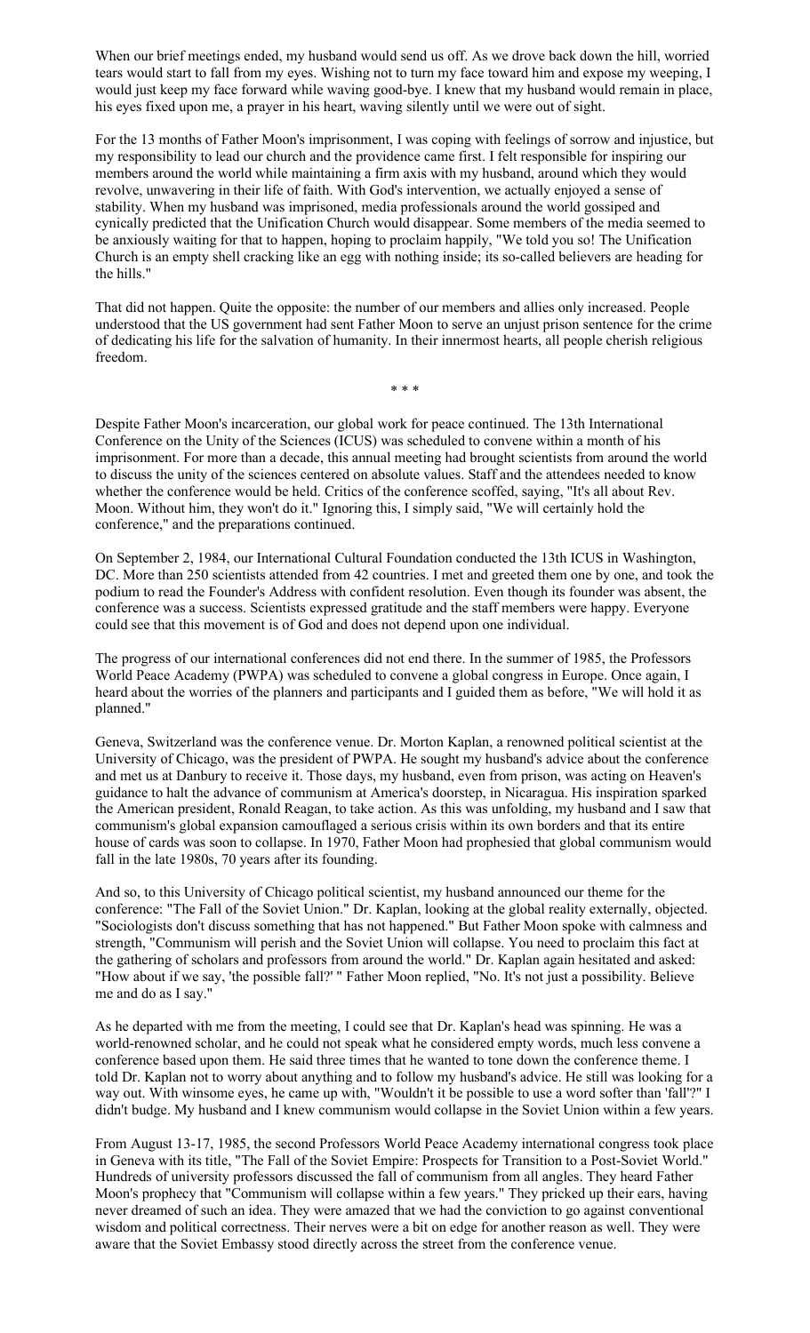When our brief meetings ended, my husband would send us off. As we drove back down the hill, worried tears would start to fall from my eyes. Wishing not to turn my face toward him and expose my weeping, I would just keep my face forward while waving good-bye. I knew that my husband would remain in place, his eyes fixed upon me, a prayer in his heart, waving silently until we were out of sight.

For the 13 months of Father Moon's imprisonment, I was coping with feelings of sorrow and injustice, but my responsibility to lead our church and the providence came first. I felt responsible for inspiring our members around the world while maintaining a firm axis with my husband, around which they would revolve, unwavering in their life of faith. With God's intervention, we actually enjoyed a sense of stability. When my husband was imprisoned, media professionals around the world gossiped and cynically predicted that the Unification Church would disappear. Some members of the media seemed to be anxiously waiting for that to happen, hoping to proclaim happily, "We told you so! The Unification Church is an empty shell cracking like an egg with nothing inside; its so-called believers are heading for the hills."

That did not happen. Quite the opposite: the number of our members and allies only increased. People understood that the US government had sent Father Moon to serve an unjust prison sentence for the crime of dedicating his life for the salvation of humanity. In their innermost hearts, all people cherish religious freedom.

\* \* \*

Despite Father Moon's incarceration, our global work for peace continued. The 13th International Conference on the Unity of the Sciences (ICUS) was scheduled to convene within a month of his imprisonment. For more than a decade, this annual meeting had brought scientists from around the world to discuss the unity of the sciences centered on absolute values. Staff and the attendees needed to know whether the conference would be held. Critics of the conference scoffed, saying, "It's all about Rev. Moon. Without him, they won't do it." Ignoring this, I simply said, "We will certainly hold the conference," and the preparations continued.

On September 2, 1984, our International Cultural Foundation conducted the 13th ICUS in Washington, DC. More than 250 scientists attended from 42 countries. I met and greeted them one by one, and took the podium to read the Founder's Address with confident resolution. Even though its founder was absent, the conference was a success. Scientists expressed gratitude and the staff members were happy. Everyone could see that this movement is of God and does not depend upon one individual.

The progress of our international conferences did not end there. In the summer of 1985, the Professors World Peace Academy (PWPA) was scheduled to convene a global congress in Europe. Once again, I heard about the worries of the planners and participants and I guided them as before, "We will hold it as planned."

Geneva, Switzerland was the conference venue. Dr. Morton Kaplan, a renowned political scientist at the University of Chicago, was the president of PWPA. He sought my husband's advice about the conference and met us at Danbury to receive it. Those days, my husband, even from prison, was acting on Heaven's guidance to halt the advance of communism at America's doorstep, in Nicaragua. His inspiration sparked the American president, Ronald Reagan, to take action. As this was unfolding, my husband and I saw that communism's global expansion camouflaged a serious crisis within its own borders and that its entire house of cards was soon to collapse. In 1970, Father Moon had prophesied that global communism would fall in the late 1980s, 70 years after its founding.

And so, to this University of Chicago political scientist, my husband announced our theme for the conference: "The Fall of the Soviet Union." Dr. Kaplan, looking at the global reality externally, objected. "Sociologists don't discuss something that has not happened." But Father Moon spoke with calmness and strength, "Communism will perish and the Soviet Union will collapse. You need to proclaim this fact at the gathering of scholars and professors from around the world." Dr. Kaplan again hesitated and asked: "How about if we say, 'the possible fall?' " Father Moon replied, "No. It's not just a possibility. Believe me and do as I say."

As he departed with me from the meeting, I could see that Dr. Kaplan's head was spinning. He was a world-renowned scholar, and he could not speak what he considered empty words, much less convene a conference based upon them. He said three times that he wanted to tone down the conference theme. I told Dr. Kaplan not to worry about anything and to follow my husband's advice. He still was looking for a way out. With winsome eyes, he came up with, "Wouldn't it be possible to use a word softer than 'fall'?" I didn't budge. My husband and I knew communism would collapse in the Soviet Union within a few years.

From August 13-17, 1985, the second Professors World Peace Academy international congress took place in Geneva with its title, "The Fall of the Soviet Empire: Prospects for Transition to a Post-Soviet World." Hundreds of university professors discussed the fall of communism from all angles. They heard Father Moon's prophecy that "Communism will collapse within a few years." They pricked up their ears, having never dreamed of such an idea. They were amazed that we had the conviction to go against conventional wisdom and political correctness. Their nerves were a bit on edge for another reason as well. They were aware that the Soviet Embassy stood directly across the street from the conference venue.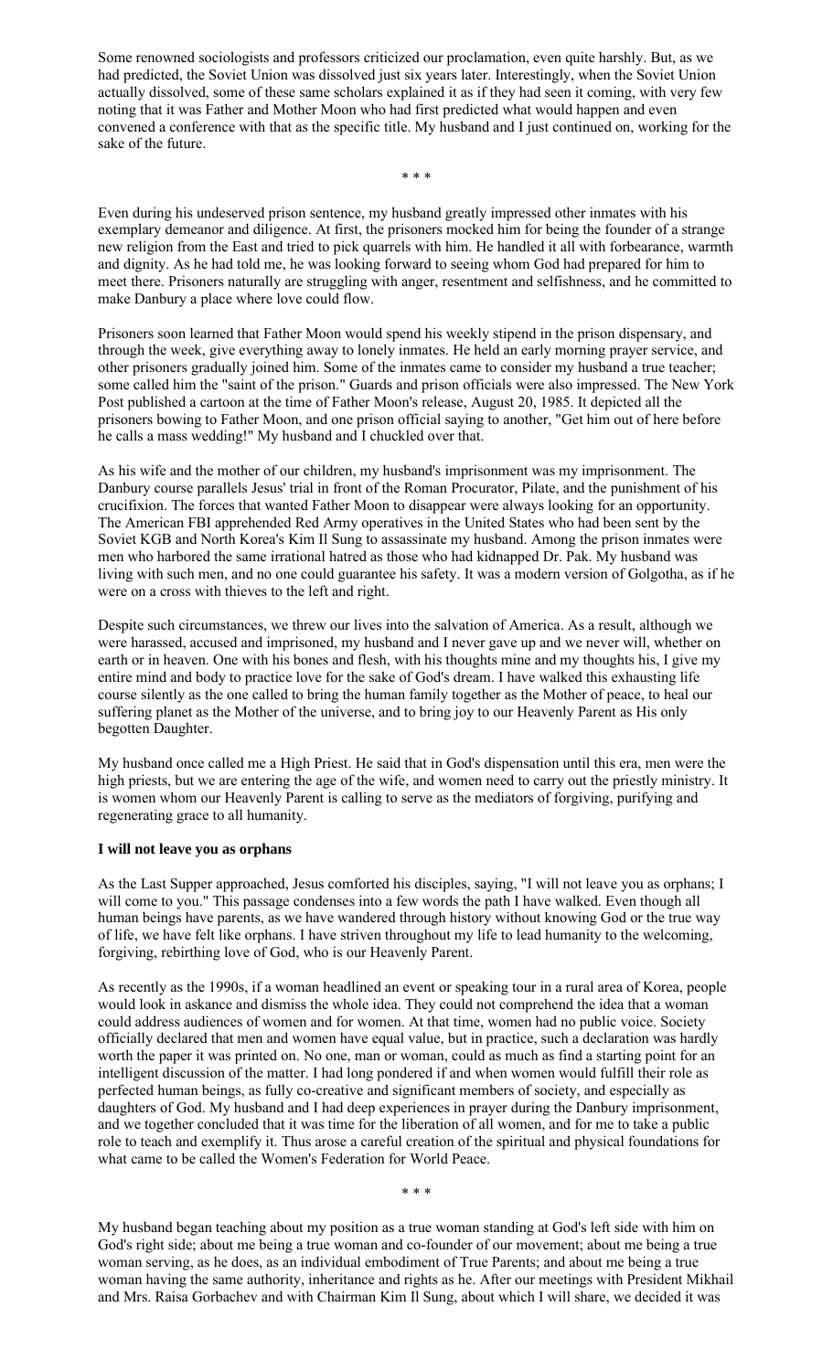Some renowned sociologists and professors criticized our proclamation, even quite harshly. But, as we had predicted, the Soviet Union was dissolved just six years later. Interestingly, when the Soviet Union actually dissolved, some of these same scholars explained it as if they had seen it coming, with very few noting that it was Father and Mother Moon who had first predicted what would happen and even convened a conference with that as the specific title. My husband and I just continued on, working for the sake of the future.

\* \* \*

Even during his undeserved prison sentence, my husband greatly impressed other inmates with his exemplary demeanor and diligence. At first, the prisoners mocked him for being the founder of a strange new religion from the East and tried to pick quarrels with him. He handled it all with forbearance, warmth and dignity. As he had told me, he was looking forward to seeing whom God had prepared for him to meet there. Prisoners naturally are struggling with anger, resentment and selfishness, and he committed to make Danbury a place where love could flow.

Prisoners soon learned that Father Moon would spend his weekly stipend in the prison dispensary, and through the week, give everything away to lonely inmates. He held an early morning prayer service, and other prisoners gradually joined him. Some of the inmates came to consider my husband a true teacher; some called him the "saint of the prison." Guards and prison officials were also impressed. The New York Post published a cartoon at the time of Father Moon's release, August 20, 1985. It depicted all the prisoners bowing to Father Moon, and one prison official saying to another, "Get him out of here before he calls a mass wedding!" My husband and I chuckled over that.

As his wife and the mother of our children, my husband's imprisonment was my imprisonment. The Danbury course parallels Jesus' trial in front of the Roman Procurator, Pilate, and the punishment of his crucifixion. The forces that wanted Father Moon to disappear were always looking for an opportunity. The American FBI apprehended Red Army operatives in the United States who had been sent by the Soviet KGB and North Korea's Kim Il Sung to assassinate my husband. Among the prison inmates were men who harbored the same irrational hatred as those who had kidnapped Dr. Pak. My husband was living with such men, and no one could guarantee his safety. It was a modern version of Golgotha, as if he were on a cross with thieves to the left and right.

Despite such circumstances, we threw our lives into the salvation of America. As a result, although we were harassed, accused and imprisoned, my husband and I never gave up and we never will, whether on earth or in heaven. One with his bones and flesh, with his thoughts mine and my thoughts his, I give my entire mind and body to practice love for the sake of God's dream. I have walked this exhausting life course silently as the one called to bring the human family together as the Mother of peace, to heal our suffering planet as the Mother of the universe, and to bring joy to our Heavenly Parent as His only begotten Daughter.

My husband once called me a High Priest. He said that in God's dispensation until this era, men were the high priests, but we are entering the age of the wife, and women need to carry out the priestly ministry. It is women whom our Heavenly Parent is calling to serve as the mediators of forgiving, purifying and regenerating grace to all humanity.

**I will not leave you as orphans**

As the Last Supper approached, Jesus comforted his disciples, saying, "I will not leave you as orphans; I will come to you." This passage condenses into a few words the path I have walked. Even though all human beings have parents, as we have wandered through history without knowing God or the true way of life, we have felt like orphans. I have striven throughout my life to lead humanity to the welcoming, forgiving, rebirthing love of God, who is our Heavenly Parent.

As recently as the 1990s, if a woman headlined an event or speaking tour in a rural area of Korea, people would look in askance and dismiss the whole idea. They could not comprehend the idea that a woman could address audiences of women and for women. At that time, women had no public voice. Society officially declared that men and women have equal value, but in practice, such a declaration was hardly worth the paper it was printed on. No one, man or woman, could as much as find a starting point for an intelligent discussion of the matter. I had long pondered if and when women would fulfill their role as perfected human beings, as fully co-creative and significant members of society, and especially as daughters of God. My husband and I had deep experiences in prayer during the Danbury imprisonment, and we together concluded that it was time for the liberation of all women, and for me to take a public role to teach and exemplify it. Thus arose a careful creation of the spiritual and physical foundations for what came to be called the Women's Federation for World Peace.

\* \* \*

My husband began teaching about my position as a true woman standing at God's left side with him on God's right side; about me being a true woman and co-founder of our movement; about me being a true woman serving, as he does, as an individual embodiment of True Parents; and about me being a true woman having the same authority, inheritance and rights as he. After our meetings with President Mikhail and Mrs. Raisa Gorbachev and with Chairman Kim Il Sung, about which I will share, we decided it was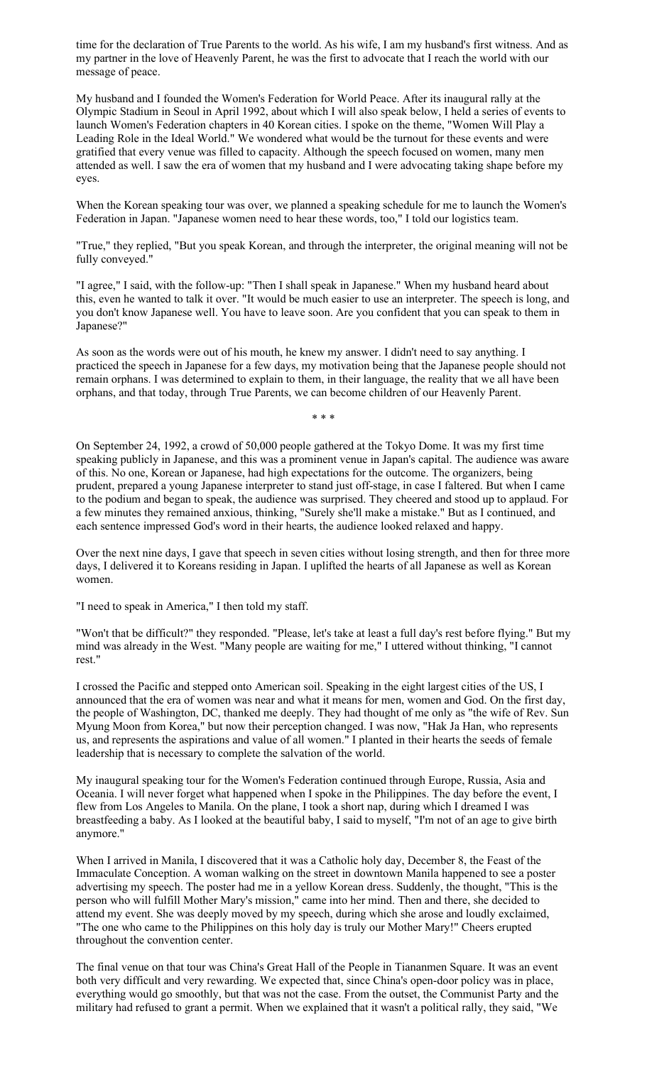time for the declaration of True Parents to the world. As his wife, I am my husband's first witness. And as my partner in the love of Heavenly Parent, he was the first to advocate that I reach the world with our message of peace.

My husband and I founded the Women's Federation for World Peace. After its inaugural rally at the Olympic Stadium in Seoul in April 1992, about which I will also speak below, I held a series of events to launch Women's Federation chapters in 40 Korean cities. I spoke on the theme, "Women Will Play a Leading Role in the Ideal World." We wondered what would be the turnout for these events and were gratified that every venue was filled to capacity. Although the speech focused on women, many men attended as well. I saw the era of women that my husband and I were advocating taking shape before my eyes.

When the Korean speaking tour was over, we planned a speaking schedule for me to launch the Women's Federation in Japan. "Japanese women need to hear these words, too," I told our logistics team.

"True," they replied, "But you speak Korean, and through the interpreter, the original meaning will not be fully conveyed."

"I agree," I said, with the follow-up: "Then I shall speak in Japanese." When my husband heard about this, even he wanted to talk it over. "It would be much easier to use an interpreter. The speech is long, and you don't know Japanese well. You have to leave soon. Are you confident that you can speak to them in Japanese?"

As soon as the words were out of his mouth, he knew my answer. I didn't need to say anything. I practiced the speech in Japanese for a few days, my motivation being that the Japanese people should not remain orphans. I was determined to explain to them, in their language, the reality that we all have been orphans, and that today, through True Parents, we can become children of our Heavenly Parent.

\* \* \*

On September 24, 1992, a crowd of 50,000 people gathered at the Tokyo Dome. It was my first time speaking publicly in Japanese, and this was a prominent venue in Japan's capital. The audience was aware of this. No one, Korean or Japanese, had high expectations for the outcome. The organizers, being prudent, prepared a young Japanese interpreter to stand just off-stage, in case I faltered. But when I came to the podium and began to speak, the audience was surprised. They cheered and stood up to applaud. For a few minutes they remained anxious, thinking, "Surely she'll make a mistake." But as I continued, and each sentence impressed God's word in their hearts, the audience looked relaxed and happy.

Over the next nine days, I gave that speech in seven cities without losing strength, and then for three more days, I delivered it to Koreans residing in Japan. I uplifted the hearts of all Japanese as well as Korean women.

"I need to speak in America," I then told my staff.

"Won't that be difficult?" they responded. "Please, let's take at least a full day's rest before flying." But my mind was already in the West. "Many people are waiting for me," I uttered without thinking, "I cannot rest."

I crossed the Pacific and stepped onto American soil. Speaking in the eight largest cities of the US, I announced that the era of women was near and what it means for men, women and God. On the first day, the people of Washington, DC, thanked me deeply. They had thought of me only as "the wife of Rev. Sun Myung Moon from Korea," but now their perception changed. I was now, "Hak Ja Han, who represents us, and represents the aspirations and value of all women." I planted in their hearts the seeds of female leadership that is necessary to complete the salvation of the world.

My inaugural speaking tour for the Women's Federation continued through Europe, Russia, Asia and Oceania. I will never forget what happened when I spoke in the Philippines. The day before the event, I flew from Los Angeles to Manila. On the plane, I took a short nap, during which I dreamed I was breastfeeding a baby. As I looked at the beautiful baby, I said to myself, "I'm not of an age to give birth anymore."

When I arrived in Manila, I discovered that it was a Catholic holy day, December 8, the Feast of the Immaculate Conception. A woman walking on the street in downtown Manila happened to see a poster advertising my speech. The poster had me in a yellow Korean dress. Suddenly, the thought, "This is the person who will fulfill Mother Mary's mission," came into her mind. Then and there, she decided to attend my event. She was deeply moved by my speech, during which she arose and loudly exclaimed, "The one who came to the Philippines on this holy day is truly our Mother Mary!" Cheers erupted throughout the convention center.

The final venue on that tour was China's Great Hall of the People in Tiananmen Square. It was an event both very difficult and very rewarding. We expected that, since China's open-door policy was in place, everything would go smoothly, but that was not the case. From the outset, the Communist Party and the military had refused to grant a permit. When we explained that it wasn't a political rally, they said, "We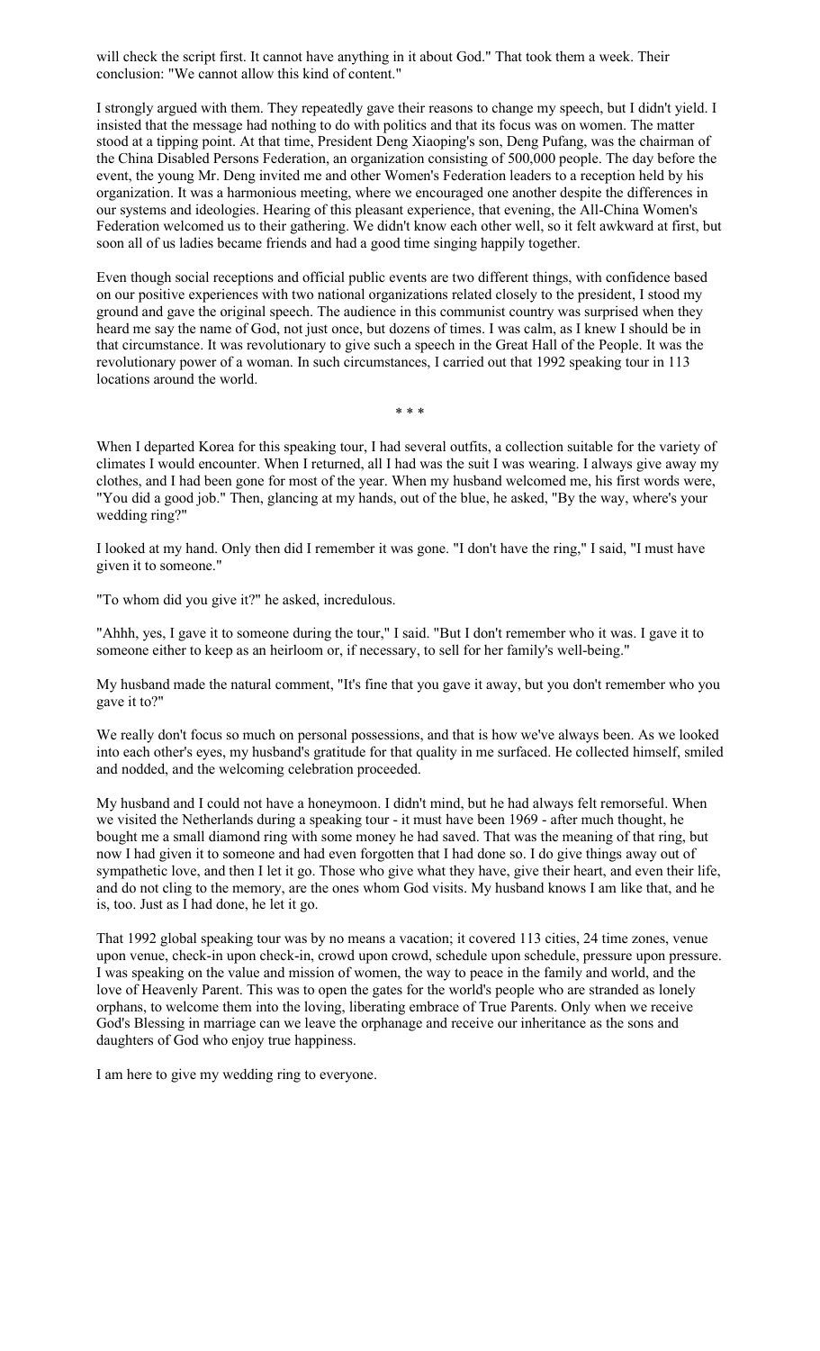will check the script first. It cannot have anything in it about God." That took them a week. Their conclusion: "We cannot allow this kind of content."

I strongly argued with them. They repeatedly gave their reasons to change my speech, but I didn't yield. I insisted that the message had nothing to do with politics and that its focus was on women. The matter stood at a tipping point. At that time, President Deng Xiaoping's son, Deng Pufang, was the chairman of the China Disabled Persons Federation, an organization consisting of 500,000 people. The day before the event, the young Mr. Deng invited me and other Women's Federation leaders to a reception held by his organization. It was a harmonious meeting, where we encouraged one another despite the differences in our systems and ideologies. Hearing of this pleasant experience, that evening, the All-China Women's Federation welcomed us to their gathering. We didn't know each other well, so it felt awkward at first, but soon all of us ladies became friends and had a good time singing happily together.

Even though social receptions and official public events are two different things, with confidence based on our positive experiences with two national organizations related closely to the president, I stood my ground and gave the original speech. The audience in this communist country was surprised when they heard me say the name of God, not just once, but dozens of times. I was calm, as I knew I should be in that circumstance. It was revolutionary to give such a speech in the Great Hall of the People. It was the revolutionary power of a woman. In such circumstances, I carried out that 1992 speaking tour in 113 locations around the world.

\* \* \*

When I departed Korea for this speaking tour, I had several outfits, a collection suitable for the variety of climates I would encounter. When I returned, all I had was the suit I was wearing. I always give away my clothes, and I had been gone for most of the year. When my husband welcomed me, his first words were, "You did a good job." Then, glancing at my hands, out of the blue, he asked, "By the way, where's your wedding ring?"

I looked at my hand. Only then did I remember it was gone. "I don't have the ring," I said, "I must have given it to someone."

"To whom did you give it?" he asked, incredulous.

"Ahhh, yes, I gave it to someone during the tour," I said. "But I don't remember who it was. I gave it to someone either to keep as an heirloom or, if necessary, to sell for her family's well-being."

My husband made the natural comment, "It's fine that you gave it away, but you don't remember who you gave it to?"

We really don't focus so much on personal possessions, and that is how we've always been. As we looked into each other's eyes, my husband's gratitude for that quality in me surfaced. He collected himself, smiled and nodded, and the welcoming celebration proceeded.

My husband and I could not have a honeymoon. I didn't mind, but he had always felt remorseful. When we visited the Netherlands during a speaking tour - it must have been 1969 - after much thought, he bought me a small diamond ring with some money he had saved. That was the meaning of that ring, but now I had given it to someone and had even forgotten that I had done so. I do give things away out of sympathetic love, and then I let it go. Those who give what they have, give their heart, and even their life, and do not cling to the memory, are the ones whom God visits. My husband knows I am like that, and he is, too. Just as I had done, he let it go.

That 1992 global speaking tour was by no means a vacation; it covered 113 cities, 24 time zones, venue upon venue, check-in upon check-in, crowd upon crowd, schedule upon schedule, pressure upon pressure. I was speaking on the value and mission of women, the way to peace in the family and world, and the love of Heavenly Parent. This was to open the gates for the world's people who are stranded as lonely orphans, to welcome them into the loving, liberating embrace of True Parents. Only when we receive God's Blessing in marriage can we leave the orphanage and receive our inheritance as the sons and daughters of God who enjoy true happiness.

I am here to give my wedding ring to everyone.